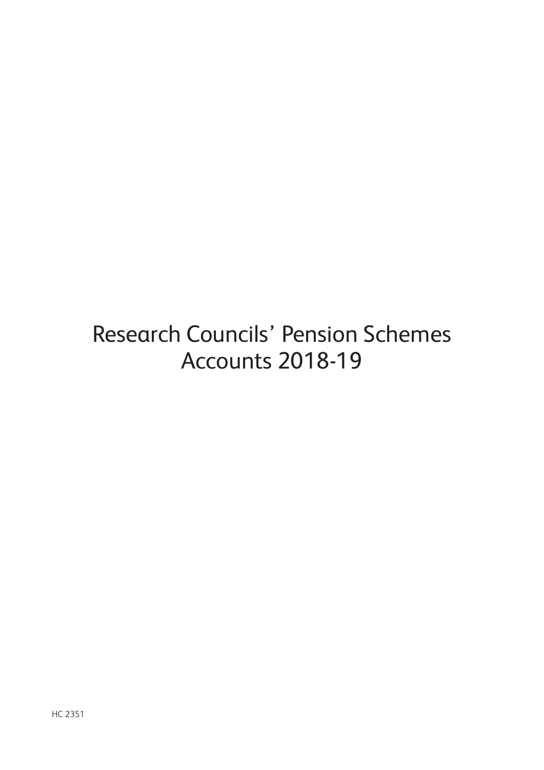# Research Councils' Pension Schemes Accounts 2018-19

HC 2351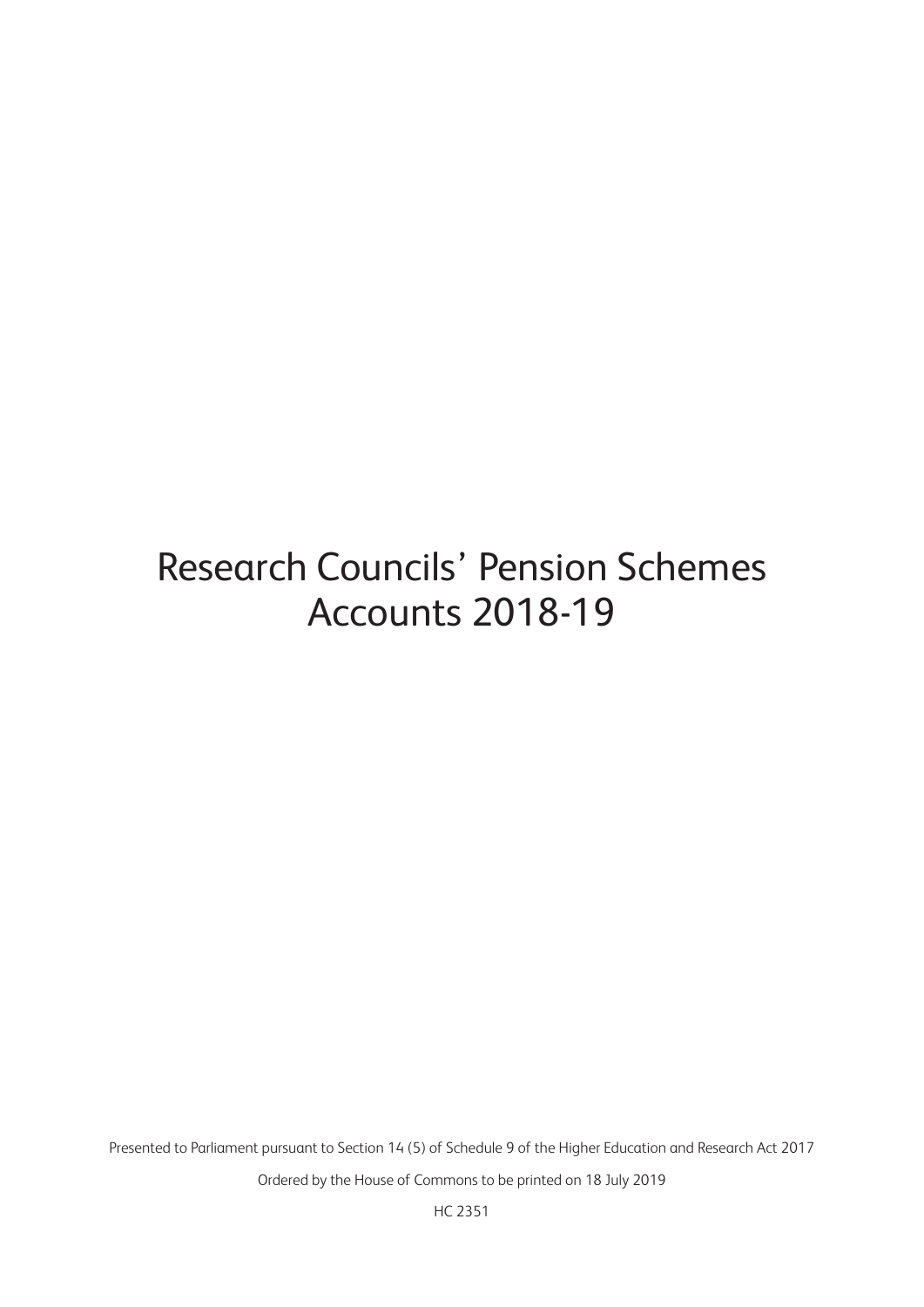# Research Councils' Pension Schemes Accounts 2018-19

Presented to Parliament pursuant to Section 14 (5) of Schedule 9 of the Higher Education and Research Act 2017

Ordered by the House of Commons to be printed on 18 July 2019

HC 2351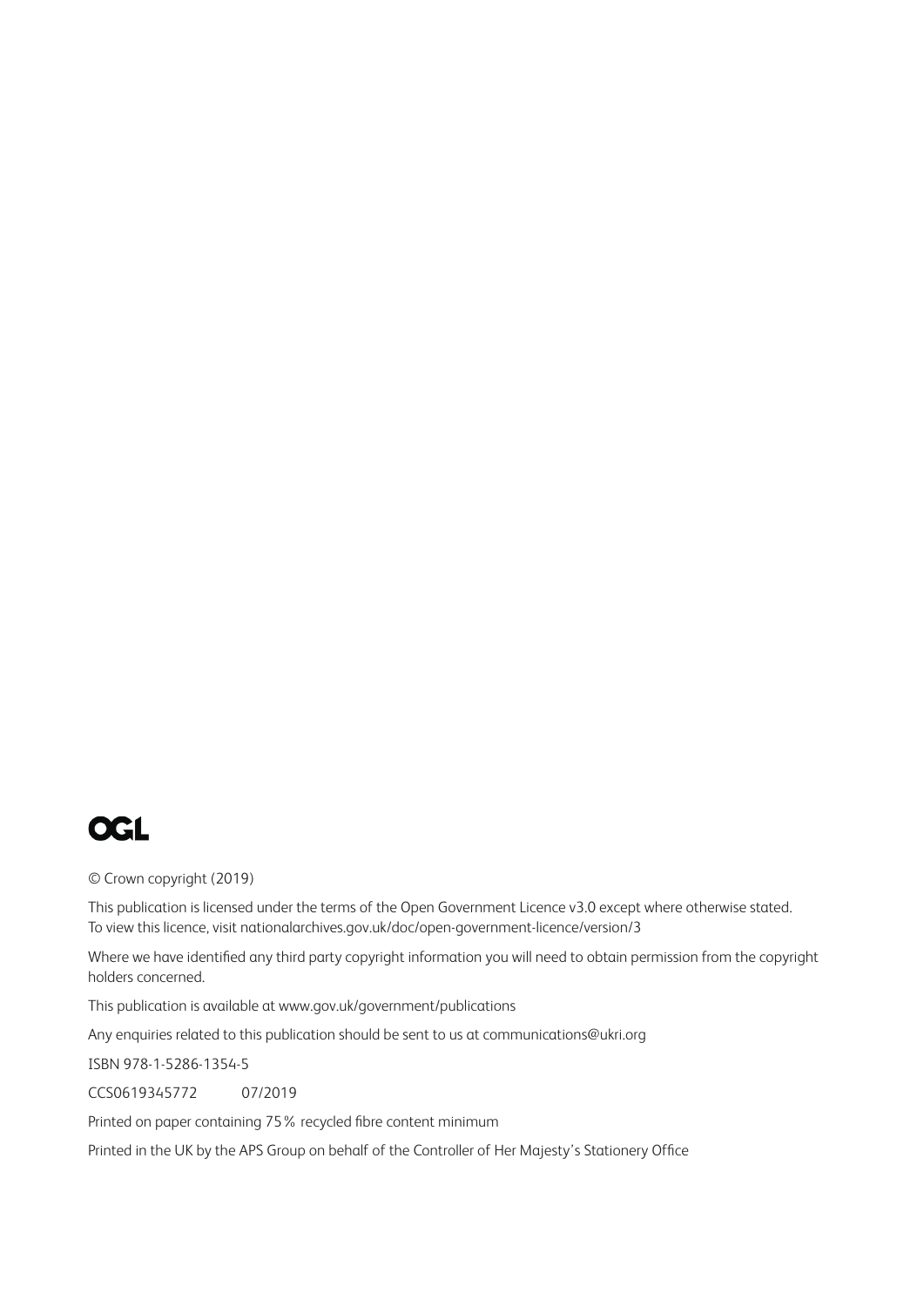OGL

© Crown copyright (2019)

This publication is licensed under the terms of the Open Government Licence v3.0 except where otherwise stated. To view this licence, visit nationalarchives.gov.uk/doc/open-government-licence/version/3

Where we have identified any third party copyright information you will need to obtain permission from the copyright holders concerned.

This publication is available at www.gov.uk/government/publications

Any enquiries related to this publication should be sent to us at communications@ukri.org

ISBN 978-1-5286-1354-5

CCS0619345772 07/2019

Printed on paper containing 75% recycled fibre content minimum

Printed in the UK by the APS Group on behalf of the Controller of Her Majesty's Stationery Office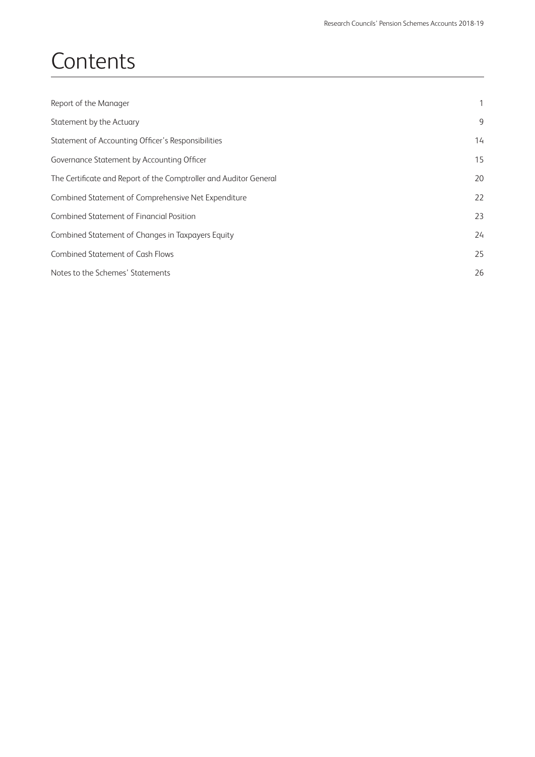# Contents

| | |
|---|---|
| Report of the Manager | 1 |
| Statement by the Actuary | 9 |
| Statement of Accounting Officer's Responsibilities | 14 |
| Governance Statement by Accounting Officer | 15 |
| The Certificate and Report of the Comptroller and Auditor General | 20 |
| Combined Statement of Comprehensive Net Expenditure | 22 |
| Combined Statement of Financial Position | 23 |
| Combined Statement of Changes in Taxpayers Equity | 24 |
| Combined Statement of Cash Flows | 25 |
| Notes to the Schemes' Statements | 26 |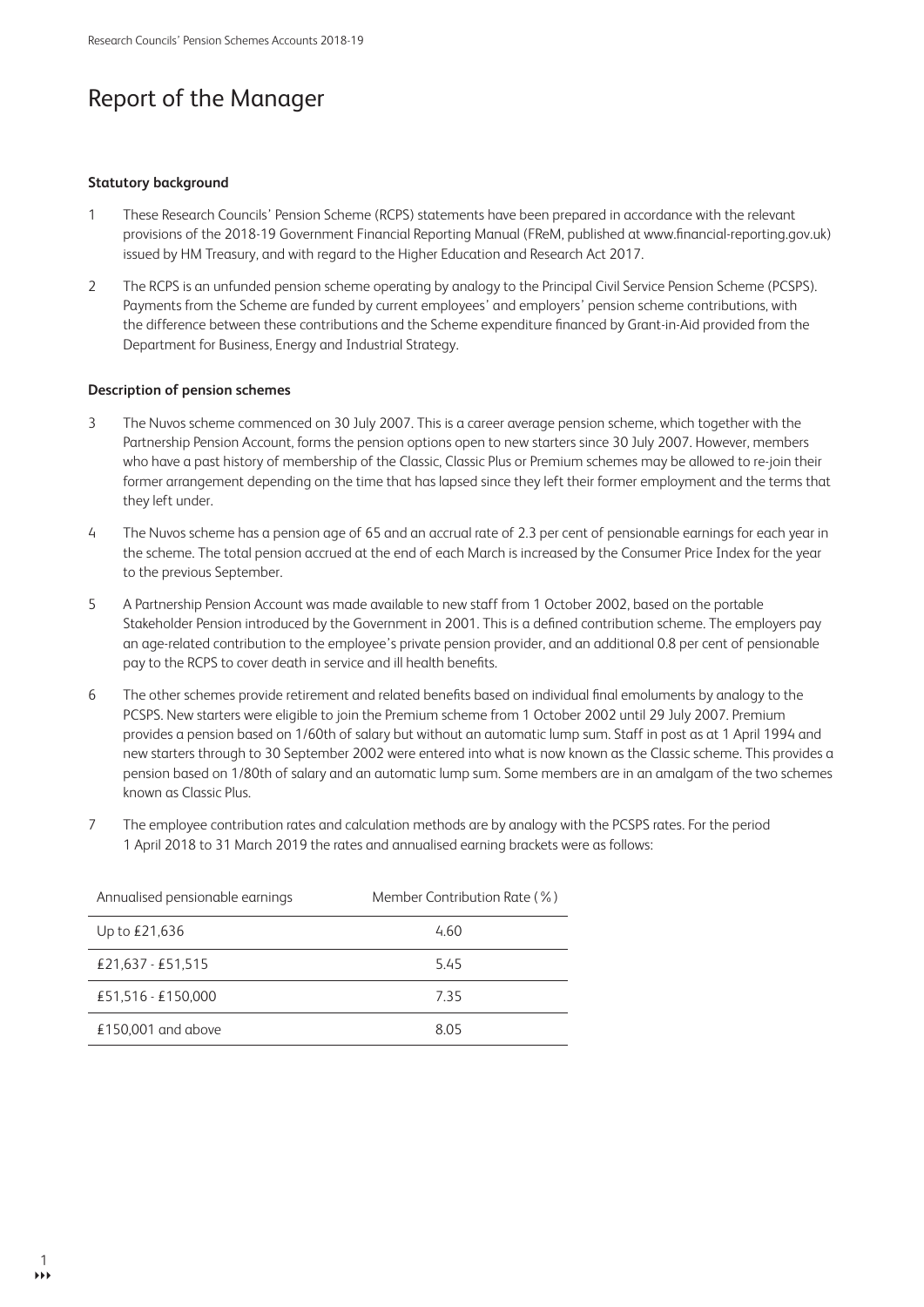# Report of the Manager

**Statutory background**

1 These Research Councils' Pension Scheme (RCPS) statements have been prepared in accordance with the relevant provisions of the 2018-19 Government Financial Reporting Manual (FReM, published at www.financial-reporting.gov.uk) issued by HM Treasury, and with regard to the Higher Education and Research Act 2017.

2 The RCPS is an unfunded pension scheme operating by analogy to the Principal Civil Service Pension Scheme (PCSPS). Payments from the Scheme are funded by current employees' and employers' pension scheme contributions, with the difference between these contributions and the Scheme expenditure financed by Grant-in-Aid provided from the Department for Business, Energy and Industrial Strategy.

**Description of pension schemes**

3 The Nuvos scheme commenced on 30 July 2007. This is a career average pension scheme, which together with the Partnership Pension Account, forms the pension options open to new starters since 30 July 2007. However, members who have a past history of membership of the Classic, Classic Plus or Premium schemes may be allowed to re-join their former arrangement depending on the time that has lapsed since they left their former employment and the terms that they left under.

4 The Nuvos scheme has a pension age of 65 and an accrual rate of 2.3 per cent of pensionable earnings for each year in the scheme. The total pension accrued at the end of each March is increased by the Consumer Price Index for the year to the previous September.

5 A Partnership Pension Account was made available to new staff from 1 October 2002, based on the portable Stakeholder Pension introduced by the Government in 2001. This is a defined contribution scheme. The employers pay an age-related contribution to the employee's private pension provider, and an additional 0.8 per cent of pensionable pay to the RCPS to cover death in service and ill health benefits.

6 The other schemes provide retirement and related benefits based on individual final emoluments by analogy to the PCSPS. New starters were eligible to join the Premium scheme from 1 October 2002 until 29 July 2007. Premium provides a pension based on 1/60th of salary but without an automatic lump sum. Staff in post as at 1 April 1994 and new starters through to 30 September 2002 were entered into what is now known as the Classic scheme. This provides a pension based on 1/80th of salary and an automatic lump sum. Some members are in an amalgam of the two schemes known as Classic Plus.

7 The employee contribution rates and calculation methods are by analogy with the PCSPS rates. For the period 1 April 2018 to 31 March 2019 the rates and annualised earning brackets were as follows:

| Annualised pensionable earnings | Member Contribution Rate (%) |
|---|---|
| Up to £21,636 | 4.60 |
| £21,637 - £51,515 | 5.45 |
| £51,516 - £150,000 | 7.35 |
| £150,001 and above | 8.05 |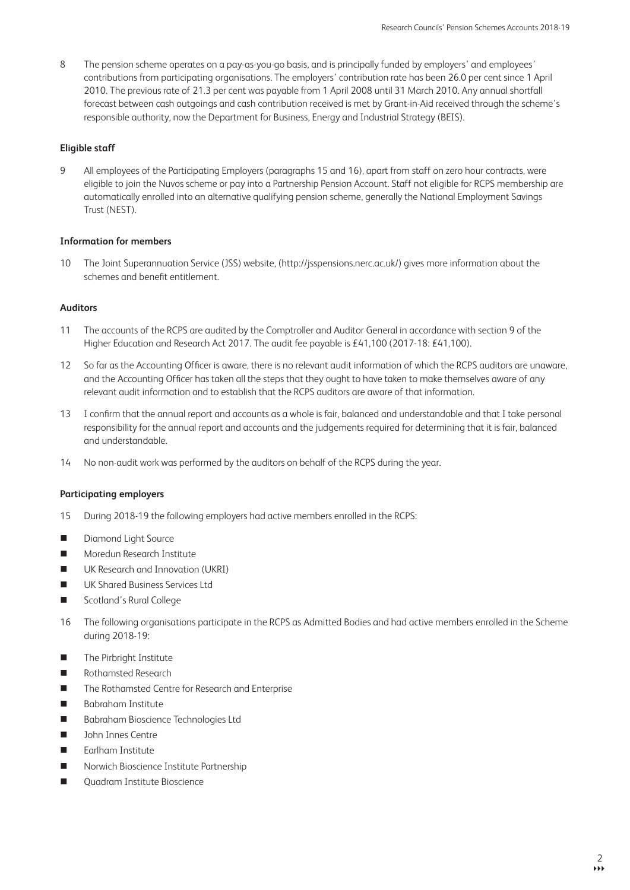8 The pension scheme operates on a pay-as-you-go basis, and is principally funded by employers' and employees' contributions from participating organisations. The employers' contribution rate has been 26.0 per cent since 1 April 2010. The previous rate of 21.3 per cent was payable from 1 April 2008 until 31 March 2010. Any annual shortfall forecast between cash outgoings and cash contribution received is met by Grant-in-Aid received through the scheme's responsible authority, now the Department for Business, Energy and Industrial Strategy (BEIS).

**Eligible staff**

9 All employees of the Participating Employers (paragraphs 15 and 16), apart from staff on zero hour contracts, were eligible to join the Nuvos scheme or pay into a Partnership Pension Account. Staff not eligible for RCPS membership are automatically enrolled into an alternative qualifying pension scheme, generally the National Employment Savings Trust (NEST).

**Information for members**

10 The Joint Superannuation Service (JSS) website, (http://jsspensions.nerc.ac.uk/) gives more information about the schemes and benefit entitlement.

**Auditors**

11 The accounts of the RCPS are audited by the Comptroller and Auditor General in accordance with section 9 of the Higher Education and Research Act 2017. The audit fee payable is £41,100 (2017-18: £41,100).

12 So far as the Accounting Officer is aware, there is no relevant audit information of which the RCPS auditors are unaware, and the Accounting Officer has taken all the steps that they ought to have taken to make themselves aware of any relevant audit information and to establish that the RCPS auditors are aware of that information.

13 I confirm that the annual report and accounts as a whole is fair, balanced and understandable and that I take personal responsibility for the annual report and accounts and the judgements required for determining that it is fair, balanced and understandable.

14 No non-audit work was performed by the auditors on behalf of the RCPS during the year.

**Participating employers**

15 During 2018-19 the following employers had active members enrolled in the RCPS:

- Diamond Light Source
- Moredun Research Institute
- UK Research and Innovation (UKRI)
- UK Shared Business Services Ltd
- Scotland's Rural College

16 The following organisations participate in the RCPS as Admitted Bodies and had active members enrolled in the Scheme during 2018-19:

- The Pirbright Institute
- Rothamsted Research
- The Rothamsted Centre for Research and Enterprise
- Babraham Institute
- Babraham Bioscience Technologies Ltd
- John Innes Centre
- Earlham Institute
- Norwich Bioscience Institute Partnership
- Quadram Institute Bioscience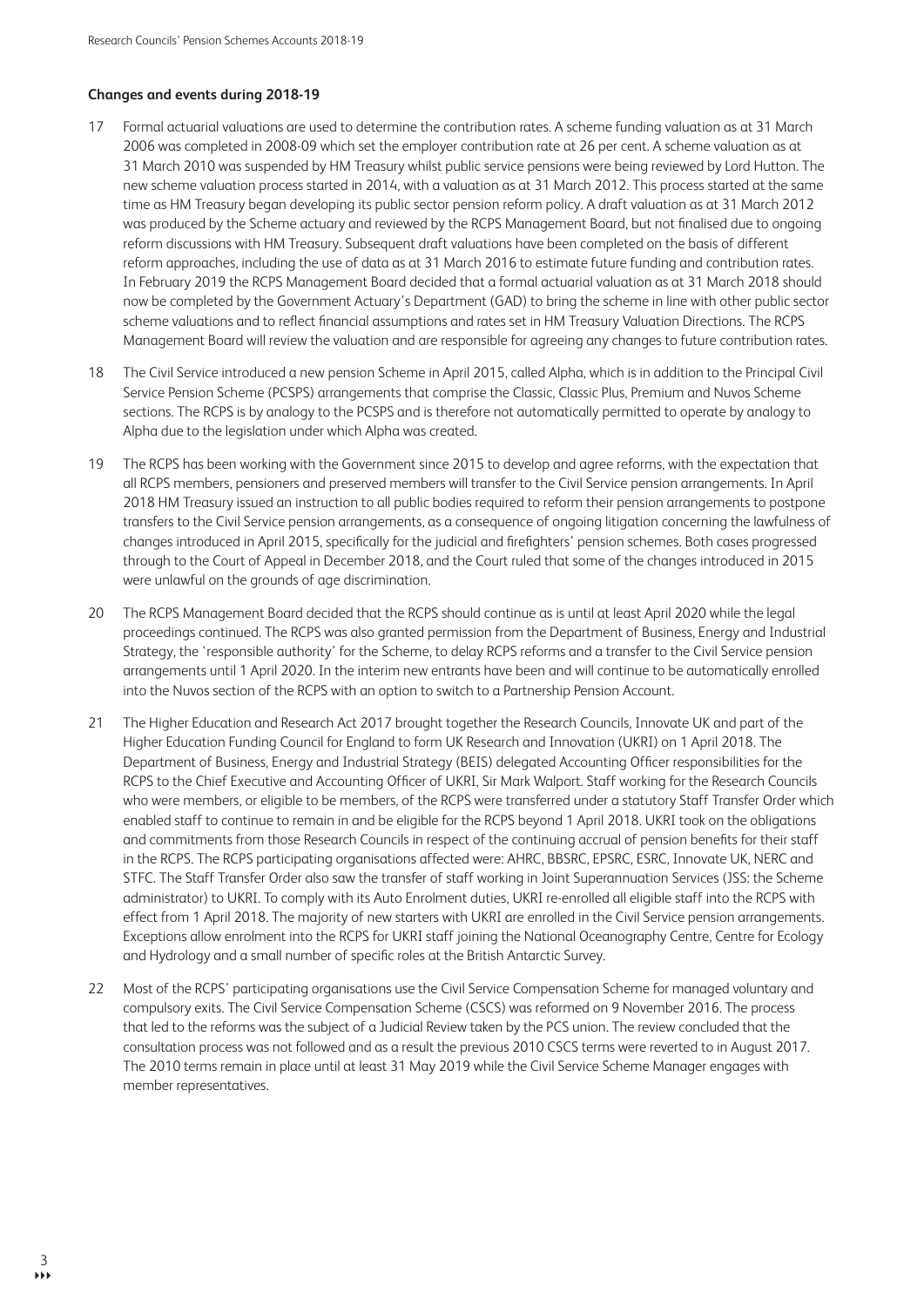**Changes and events during 2018-19**

17 Formal actuarial valuations are used to determine the contribution rates. A scheme funding valuation as at 31 March 2006 was completed in 2008-09 which set the employer contribution rate at 26 per cent. A scheme valuation as at 31 March 2010 was suspended by HM Treasury whilst public service pensions were being reviewed by Lord Hutton. The new scheme valuation process started in 2014, with a valuation as at 31 March 2012. This process started at the same time as HM Treasury began developing its public sector pension reform policy. A draft valuation as at 31 March 2012 was produced by the Scheme actuary and reviewed by the RCPS Management Board, but not finalised due to ongoing reform discussions with HM Treasury. Subsequent draft valuations have been completed on the basis of different reform approaches, including the use of data as at 31 March 2016 to estimate future funding and contribution rates. In February 2019 the RCPS Management Board decided that a formal actuarial valuation as at 31 March 2018 should now be completed by the Government Actuary's Department (GAD) to bring the scheme in line with other public sector scheme valuations and to reflect financial assumptions and rates set in HM Treasury Valuation Directions. The RCPS Management Board will review the valuation and are responsible for agreeing any changes to future contribution rates.

18 The Civil Service introduced a new pension Scheme in April 2015, called Alpha, which is in addition to the Principal Civil Service Pension Scheme (PCSPS) arrangements that comprise the Classic, Classic Plus, Premium and Nuvos Scheme sections. The RCPS is by analogy to the PCSPS and is therefore not automatically permitted to operate by analogy to Alpha due to the legislation under which Alpha was created.

19 The RCPS has been working with the Government since 2015 to develop and agree reforms, with the expectation that all RCPS members, pensioners and preserved members will transfer to the Civil Service pension arrangements. In April 2018 HM Treasury issued an instruction to all public bodies required to reform their pension arrangements to postpone transfers to the Civil Service pension arrangements, as a consequence of ongoing litigation concerning the lawfulness of changes introduced in April 2015, specifically for the judicial and firefighters' pension schemes. Both cases progressed through to the Court of Appeal in December 2018, and the Court ruled that some of the changes introduced in 2015 were unlawful on the grounds of age discrimination.

20 The RCPS Management Board decided that the RCPS should continue as is until at least April 2020 while the legal proceedings continued. The RCPS was also granted permission from the Department of Business, Energy and Industrial Strategy, the 'responsible authority' for the Scheme, to delay RCPS reforms and a transfer to the Civil Service pension arrangements until 1 April 2020. In the interim new entrants have been and will continue to be automatically enrolled into the Nuvos section of the RCPS with an option to switch to a Partnership Pension Account.

21 The Higher Education and Research Act 2017 brought together the Research Councils, Innovate UK and part of the Higher Education Funding Council for England to form UK Research and Innovation (UKRI) on 1 April 2018. The Department of Business, Energy and Industrial Strategy (BEIS) delegated Accounting Officer responsibilities for the RCPS to the Chief Executive and Accounting Officer of UKRI, Sir Mark Walport. Staff working for the Research Councils who were members, or eligible to be members, of the RCPS were transferred under a statutory Staff Transfer Order which enabled staff to continue to remain in and be eligible for the RCPS beyond 1 April 2018. UKRI took on the obligations and commitments from those Research Councils in respect of the continuing accrual of pension benefits for their staff in the RCPS. The RCPS participating organisations affected were: AHRC, BBSRC, EPSRC, ESRC, Innovate UK, NERC and STFC. The Staff Transfer Order also saw the transfer of staff working in Joint Superannuation Services (JSS: the Scheme administrator) to UKRI. To comply with its Auto Enrolment duties, UKRI re-enrolled all eligible staff into the RCPS with effect from 1 April 2018. The majority of new starters with UKRI are enrolled in the Civil Service pension arrangements. Exceptions allow enrolment into the RCPS for UKRI staff joining the National Oceanography Centre, Centre for Ecology and Hydrology and a small number of specific roles at the British Antarctic Survey.

22 Most of the RCPS' participating organisations use the Civil Service Compensation Scheme for managed voluntary and compulsory exits. The Civil Service Compensation Scheme (CSCS) was reformed on 9 November 2016. The process that led to the reforms was the subject of a Judicial Review taken by the PCS union. The review concluded that the consultation process was not followed and as a result the previous 2010 CSCS terms were reverted to in August 2017. The 2010 terms remain in place until at least 31 May 2019 while the Civil Service Scheme Manager engages with member representatives.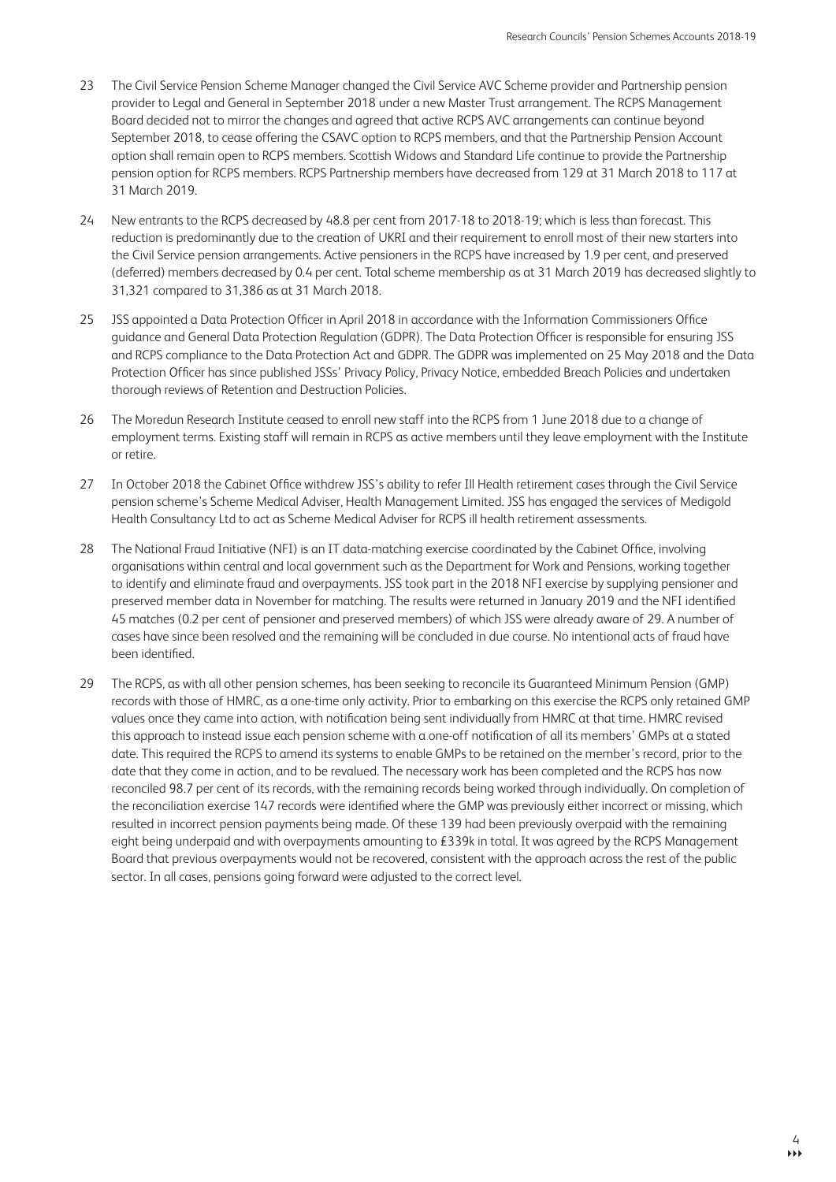23 The Civil Service Pension Scheme Manager changed the Civil Service AVC Scheme provider and Partnership pension provider to Legal and General in September 2018 under a new Master Trust arrangement. The RCPS Management Board decided not to mirror the changes and agreed that active RCPS AVC arrangements can continue beyond September 2018, to cease offering the CSAVC option to RCPS members, and that the Partnership Pension Account option shall remain open to RCPS members. Scottish Widows and Standard Life continue to provide the Partnership pension option for RCPS members. RCPS Partnership members have decreased from 129 at 31 March 2018 to 117 at 31 March 2019.

24 New entrants to the RCPS decreased by 48.8 per cent from 2017-18 to 2018-19; which is less than forecast. This reduction is predominantly due to the creation of UKRI and their requirement to enroll most of their new starters into the Civil Service pension arrangements. Active pensioners in the RCPS have increased by 1.9 per cent, and preserved (deferred) members decreased by 0.4 per cent. Total scheme membership as at 31 March 2019 has decreased slightly to 31,321 compared to 31,386 as at 31 March 2018.

25 JSS appointed a Data Protection Officer in April 2018 in accordance with the Information Commissioners Office guidance and General Data Protection Regulation (GDPR). The Data Protection Officer is responsible for ensuring JSS and RCPS compliance to the Data Protection Act and GDPR. The GDPR was implemented on 25 May 2018 and the Data Protection Officer has since published JSSs' Privacy Policy, Privacy Notice, embedded Breach Policies and undertaken thorough reviews of Retention and Destruction Policies.

26 The Moredun Research Institute ceased to enroll new staff into the RCPS from 1 June 2018 due to a change of employment terms. Existing staff will remain in RCPS as active members until they leave employment with the Institute or retire.

27 In October 2018 the Cabinet Office withdrew JSS's ability to refer Ill Health retirement cases through the Civil Service pension scheme's Scheme Medical Adviser, Health Management Limited. JSS has engaged the services of Medigold Health Consultancy Ltd to act as Scheme Medical Adviser for RCPS ill health retirement assessments.

28 The National Fraud Initiative (NFI) is an IT data-matching exercise coordinated by the Cabinet Office, involving organisations within central and local government such as the Department for Work and Pensions, working together to identify and eliminate fraud and overpayments. JSS took part in the 2018 NFI exercise by supplying pensioner and preserved member data in November for matching. The results were returned in January 2019 and the NFI identified 45 matches (0.2 per cent of pensioner and preserved members) of which JSS were already aware of 29. A number of cases have since been resolved and the remaining will be concluded in due course. No intentional acts of fraud have been identified.

29 The RCPS, as with all other pension schemes, has been seeking to reconcile its Guaranteed Minimum Pension (GMP) records with those of HMRC, as a one-time only activity. Prior to embarking on this exercise the RCPS only retained GMP values once they came into action, with notification being sent individually from HMRC at that time. HMRC revised this approach to instead issue each pension scheme with a one-off notification of all its members' GMPs at a stated date. This required the RCPS to amend its systems to enable GMPs to be retained on the member's record, prior to the date that they come in action, and to be revalued. The necessary work has been completed and the RCPS has now reconciled 98.7 per cent of its records, with the remaining records being worked through individually. On completion of the reconciliation exercise 147 records were identified where the GMP was previously either incorrect or missing, which resulted in incorrect pension payments being made. Of these 139 had been previously overpaid with the remaining eight being underpaid and with overpayments amounting to £339k in total. It was agreed by the RCPS Management Board that previous overpayments would not be recovered, consistent with the approach across the rest of the public sector. In all cases, pensions going forward were adjusted to the correct level.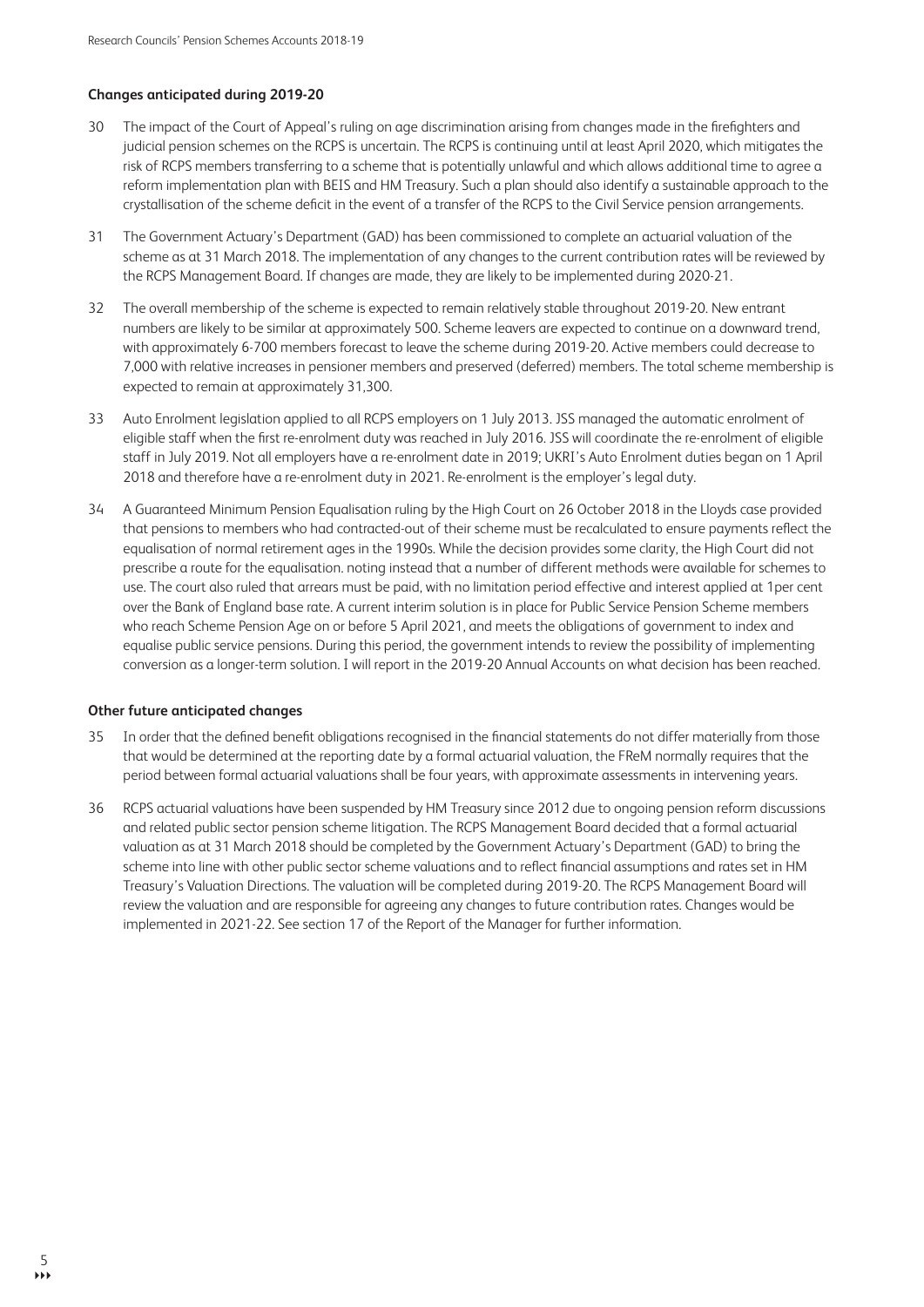**Changes anticipated during 2019-20**

30 The impact of the Court of Appeal's ruling on age discrimination arising from changes made in the firefighters and judicial pension schemes on the RCPS is uncertain. The RCPS is continuing until at least April 2020, which mitigates the risk of RCPS members transferring to a scheme that is potentially unlawful and which allows additional time to agree a reform implementation plan with BEIS and HM Treasury. Such a plan should also identify a sustainable approach to the crystallisation of the scheme deficit in the event of a transfer of the RCPS to the Civil Service pension arrangements.

31 The Government Actuary's Department (GAD) has been commissioned to complete an actuarial valuation of the scheme as at 31 March 2018. The implementation of any changes to the current contribution rates will be reviewed by the RCPS Management Board. If changes are made, they are likely to be implemented during 2020-21.

32 The overall membership of the scheme is expected to remain relatively stable throughout 2019-20. New entrant numbers are likely to be similar at approximately 500. Scheme leavers are expected to continue on a downward trend, with approximately 6-700 members forecast to leave the scheme during 2019-20. Active members could decrease to 7,000 with relative increases in pensioner members and preserved (deferred) members. The total scheme membership is expected to remain at approximately 31,300.

33 Auto Enrolment legislation applied to all RCPS employers on 1 July 2013. JSS managed the automatic enrolment of eligible staff when the first re-enrolment duty was reached in July 2016. JSS will coordinate the re-enrolment of eligible staff in July 2019. Not all employers have a re-enrolment date in 2019; UKRI's Auto Enrolment duties began on 1 April 2018 and therefore have a re-enrolment duty in 2021. Re-enrolment is the employer's legal duty.

34 A Guaranteed Minimum Pension Equalisation ruling by the High Court on 26 October 2018 in the Lloyds case provided that pensions to members who had contracted-out of their scheme must be recalculated to ensure payments reflect the equalisation of normal retirement ages in the 1990s. While the decision provides some clarity, the High Court did not prescribe a route for the equalisation. noting instead that a number of different methods were available for schemes to use. The court also ruled that arrears must be paid, with no limitation period effective and interest applied at 1per cent over the Bank of England base rate. A current interim solution is in place for Public Service Pension Scheme members who reach Scheme Pension Age on or before 5 April 2021, and meets the obligations of government to index and equalise public service pensions. During this period, the government intends to review the possibility of implementing conversion as a longer-term solution. I will report in the 2019-20 Annual Accounts on what decision has been reached.

**Other future anticipated changes**

35 In order that the defined benefit obligations recognised in the financial statements do not differ materially from those that would be determined at the reporting date by a formal actuarial valuation, the FReM normally requires that the period between formal actuarial valuations shall be four years, with approximate assessments in intervening years.

36 RCPS actuarial valuations have been suspended by HM Treasury since 2012 due to ongoing pension reform discussions and related public sector pension scheme litigation. The RCPS Management Board decided that a formal actuarial valuation as at 31 March 2018 should be completed by the Government Actuary's Department (GAD) to bring the scheme into line with other public sector scheme valuations and to reflect financial assumptions and rates set in HM Treasury's Valuation Directions. The valuation will be completed during 2019-20. The RCPS Management Board will review the valuation and are responsible for agreeing any changes to future contribution rates. Changes would be implemented in 2021-22. See section 17 of the Report of the Manager for further information.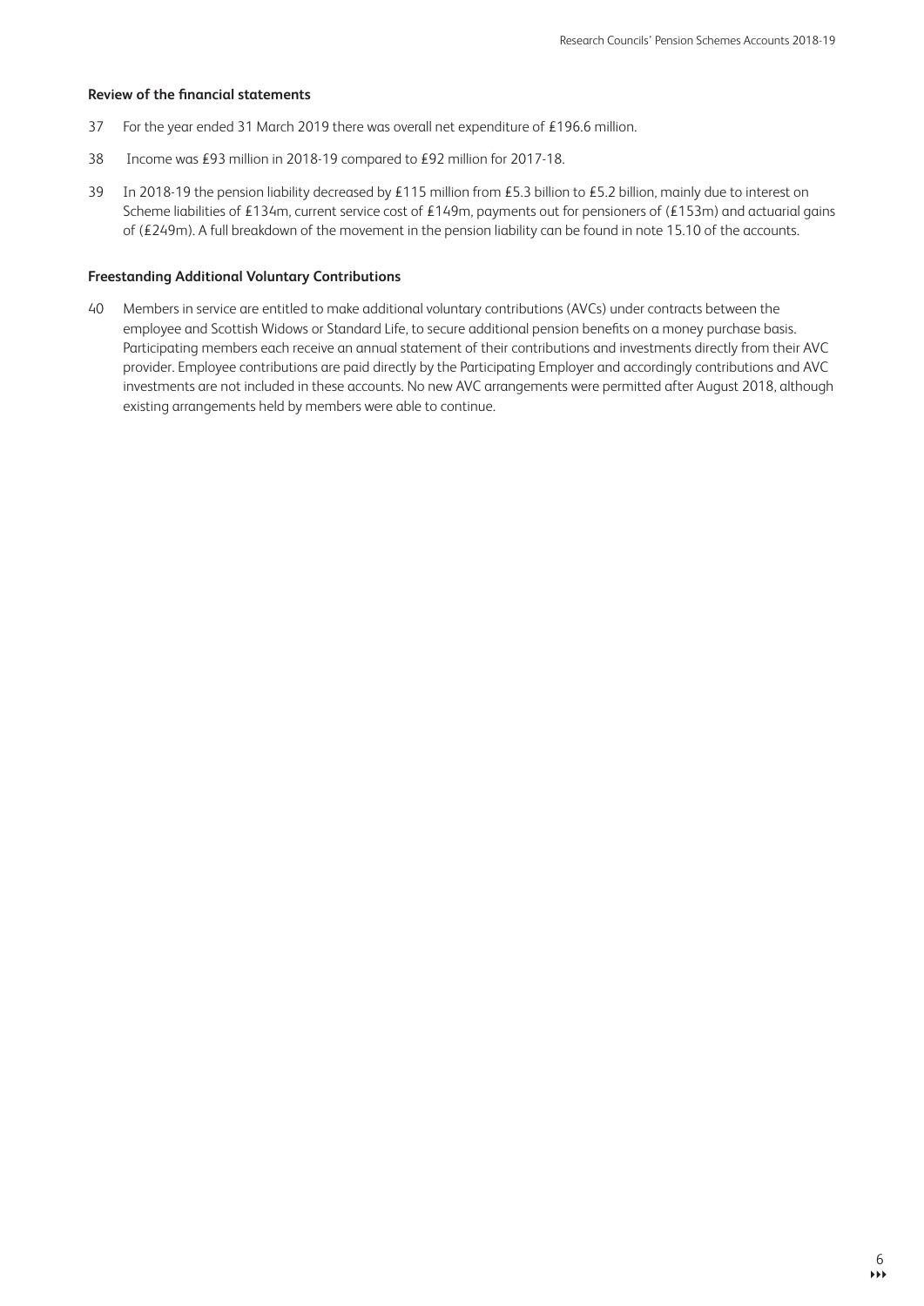**Review of the financial statements**

37 For the year ended 31 March 2019 there was overall net expenditure of £196.6 million.

38 Income was £93 million in 2018-19 compared to £92 million for 2017-18.

39 In 2018-19 the pension liability decreased by £115 million from £5.3 billion to £5.2 billion, mainly due to interest on Scheme liabilities of £134m, current service cost of £149m, payments out for pensioners of (£153m) and actuarial gains of (£249m). A full breakdown of the movement in the pension liability can be found in note 15.10 of the accounts.

**Freestanding Additional Voluntary Contributions**

40 Members in service are entitled to make additional voluntary contributions (AVCs) under contracts between the employee and Scottish Widows or Standard Life, to secure additional pension benefits on a money purchase basis. Participating members each receive an annual statement of their contributions and investments directly from their AVC provider. Employee contributions are paid directly by the Participating Employer and accordingly contributions and AVC investments are not included in these accounts. No new AVC arrangements were permitted after August 2018, although existing arrangements held by members were able to continue.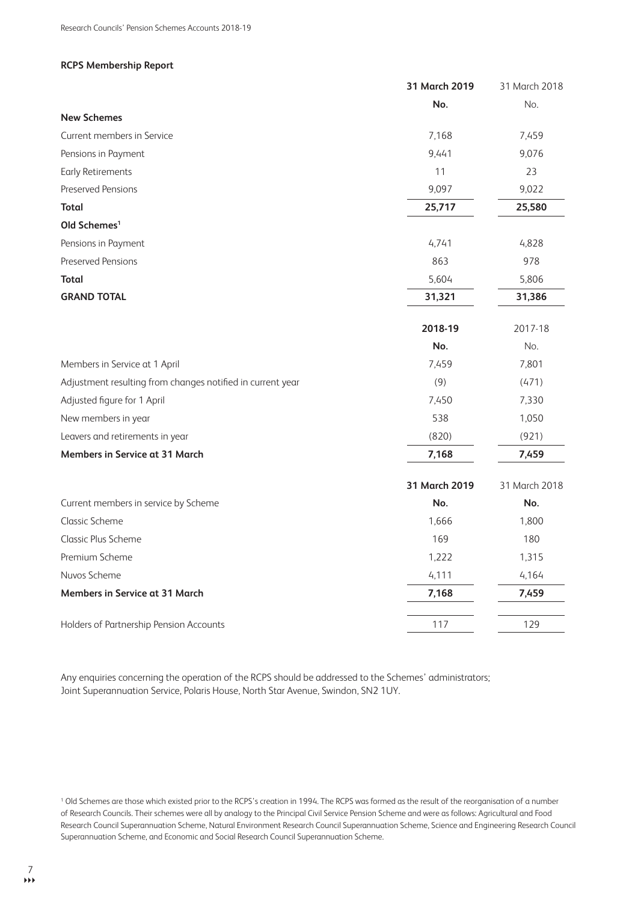**RCPS Membership Report**

| | **31 March 2019** | 31 March 2018 |
|---|---|---|
| | **No.** | No. |
| **New Schemes** | | |
| Current members in Service | 7,168 | 7,459 |
| Pensions in Payment | 9,441 | 9,076 |
| Early Retirements | 11 | 23 |
| Preserved Pensions | 9,097 | 9,022 |
| **Total** | **25,717** | **25,580** |
| **Old Schemes**[1] | | |
| Pensions in Payment | 4,741 | 4,828 |
| Preserved Pensions | 863 | 978 |
| **Total** | 5,604 | 5,806 |
| **GRAND TOTAL** | **31,321** | **31,386** |

| | **2018-19** | 2017-18 |
|---|---|---|
| | **No.** | No. |
| Members in Service at 1 April | 7,459 | 7,801 |
| Adjustment resulting from changes notified in current year | (9) | (471) |
| Adjusted figure for 1 April | 7,450 | 7,330 |
| New members in year | 538 | 1,050 |
| Leavers and retirements in year | (820) | (921) |
| **Members in Service at 31 March** | **7,168** | **7,459** |

| | **31 March 2019** | 31 March 2018 |
|---|---|---|
| Current members in service by Scheme | **No.** | **No.** |
| Classic Scheme | 1,666 | 1,800 |
| Classic Plus Scheme | 169 | 180 |
| Premium Scheme | 1,222 | 1,315 |
| Nuvos Scheme | 4,111 | 4,164 |
| **Members in Service at 31 March** | **7,168** | **7,459** |
| | | |
| Holders of Partnership Pension Accounts | 117 | 129 |

Any enquiries concerning the operation of the RCPS should be addressed to the Schemes' administrators; Joint Superannuation Service, Polaris House, North Star Avenue, Swindon, SN2 1UY.

[1] Old Schemes are those which existed prior to the RCPS's creation in 1994. The RCPS was formed as the result of the reorganisation of a number of Research Councils. Their schemes were all by analogy to the Principal Civil Service Pension Scheme and were as follows: Agricultural and Food Research Council Superannuation Scheme, Natural Environment Research Council Superannuation Scheme, Science and Engineering Research Council Superannuation Scheme, and Economic and Social Research Council Superannuation Scheme.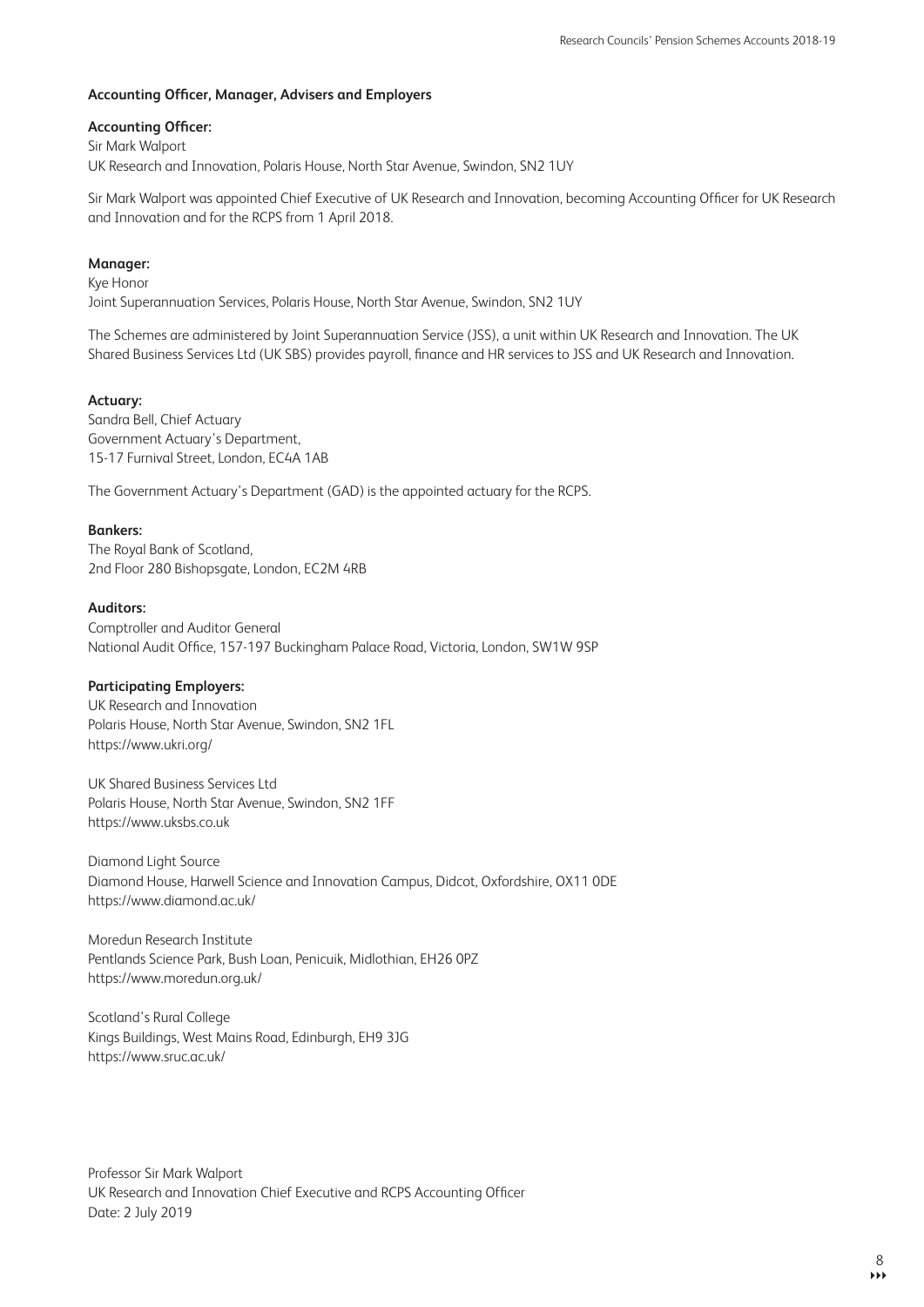### Accounting Officer, Manager, Advisers and Employers

**Accounting Officer:**
Sir Mark Walport
UK Research and Innovation, Polaris House, North Star Avenue, Swindon, SN2 1UY

Sir Mark Walport was appointed Chief Executive of UK Research and Innovation, becoming Accounting Officer for UK Research and Innovation and for the RCPS from 1 April 2018.

**Manager:**
Kye Honor
Joint Superannuation Services, Polaris House, North Star Avenue, Swindon, SN2 1UY

The Schemes are administered by Joint Superannuation Service (JSS), a unit within UK Research and Innovation. The UK Shared Business Services Ltd (UK SBS) provides payroll, finance and HR services to JSS and UK Research and Innovation.

**Actuary:**
Sandra Bell, Chief Actuary
Government Actuary's Department,
15-17 Furnival Street, London, EC4A 1AB

The Government Actuary's Department (GAD) is the appointed actuary for the RCPS.

**Bankers:**
The Royal Bank of Scotland,
2nd Floor 280 Bishopsgate, London, EC2M 4RB

**Auditors:**
Comptroller and Auditor General
National Audit Office, 157-197 Buckingham Palace Road, Victoria, London, SW1W 9SP

**Participating Employers:**

UK Research and Innovation
Polaris House, North Star Avenue, Swindon, SN2 1FL
https://www.ukri.org/

UK Shared Business Services Ltd
Polaris House, North Star Avenue, Swindon, SN2 1FF
https://www.uksbs.co.uk

Diamond Light Source
Diamond House, Harwell Science and Innovation Campus, Didcot, Oxfordshire, OX11 0DE
https://www.diamond.ac.uk/

Moredun Research Institute
Pentlands Science Park, Bush Loan, Penicuik, Midlothian, EH26 0PZ
https://www.moredun.org.uk/

Scotland's Rural College
Kings Buildings, West Mains Road, Edinburgh, EH9 3JG
https://www.sruc.ac.uk/

Professor Sir Mark Walport
UK Research and Innovation Chief Executive and RCPS Accounting Officer
Date: 2 July 2019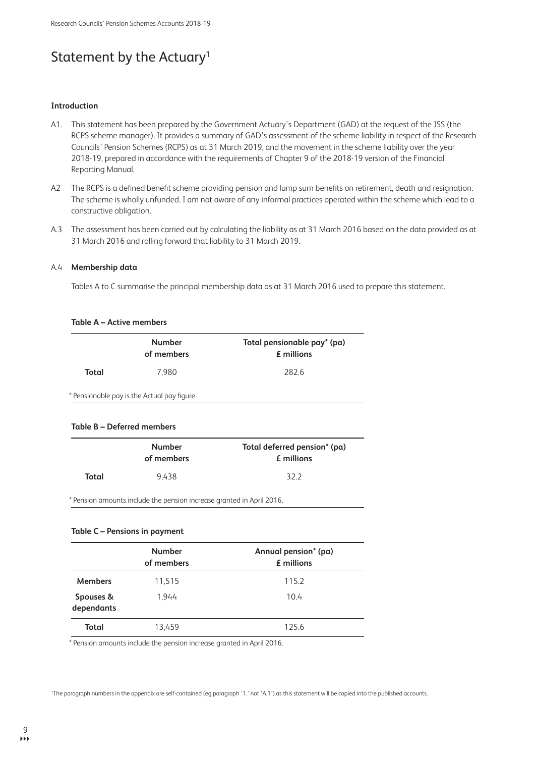# Statement by the Actuary[1]

**Introduction**

A1. This statement has been prepared by the Government Actuary's Department (GAD) at the request of the JSS (the RCPS scheme manager). It provides a summary of GAD's assessment of the scheme liability in respect of the Research Councils' Pension Schemes (RCPS) as at 31 March 2019, and the movement in the scheme liability over the year 2018-19, prepared in accordance with the requirements of Chapter 9 of the 2018-19 version of the Financial Reporting Manual.

A2 The RCPS is a defined benefit scheme providing pension and lump sum benefits on retirement, death and resignation. The scheme is wholly unfunded. I am not aware of any informal practices operated within the scheme which lead to a constructive obligation.

A.3 The assessment has been carried out by calculating the liability as at 31 March 2016 based on the data provided as at 31 March 2016 and rolling forward that liability to 31 March 2019.

A.4 **Membership data**

Tables A to C summarise the principal membership data as at 31 March 2016 used to prepare this statement.

**Table A – Active members**

| | Number of members | Total pensionable pay* (pa) £ millions |
|---|---|---|
| **Total** | 7,980 | 282.6 |

\* Pensionable pay is the Actual pay figure.

**Table B – Deferred members**

| | Number of members | Total deferred pension* (pa) £ millions |
|---|---|---|
| **Total** | 9,438 | 32.2 |

\* Pension amounts include the pension increase granted in April 2016.

**Table C – Pensions in payment**

| | Number of members | Annual pension* (pa) £ millions |
|---|---|---|
| **Members** | 11,515 | 115.2 |
| **Spouses & dependants** | 1,944 | 10.4 |
| **Total** | 13,459 | 125.6 |

\* Pension amounts include the pension increase granted in April 2016.

[1] The paragraph numbers in the appendix are self-contained (eg paragraph '1.' not 'A.1') as this statement will be copied into the published accounts.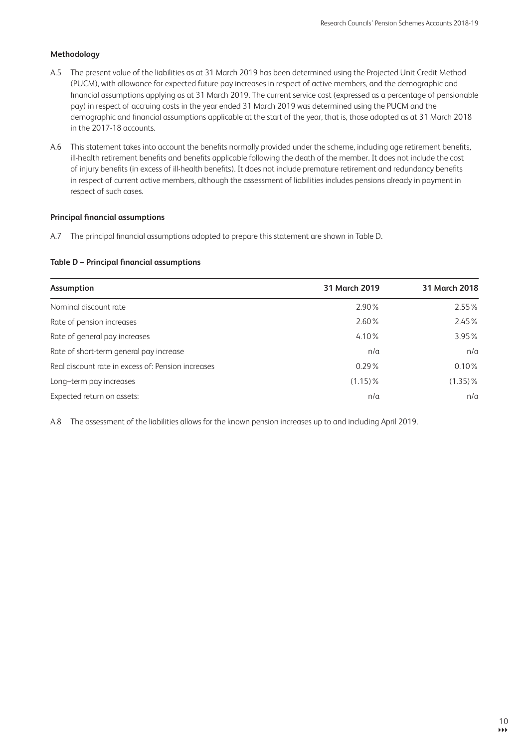### Methodology

A.5 The present value of the liabilities as at 31 March 2019 has been determined using the Projected Unit Credit Method (PUCM), with allowance for expected future pay increases in respect of active members, and the demographic and financial assumptions applying as at 31 March 2019. The current service cost (expressed as a percentage of pensionable pay) in respect of accruing costs in the year ended 31 March 2019 was determined using the PUCM and the demographic and financial assumptions applicable at the start of the year, that is, those adopted as at 31 March 2018 in the 2017-18 accounts.

A.6 This statement takes into account the benefits normally provided under the scheme, including age retirement benefits, ill-health retirement benefits and benefits applicable following the death of the member. It does not include the cost of injury benefits (in excess of ill-health benefits). It does not include premature retirement and redundancy benefits in respect of current active members, although the assessment of liabilities includes pensions already in payment in respect of such cases.

### Principal financial assumptions

A.7 The principal financial assumptions adopted to prepare this statement are shown in Table D.

**Table D – Principal financial assumptions**

| Assumption | 31 March 2019 | 31 March 2018 |
|---|---|---|
| Nominal discount rate | 2.90% | 2.55% |
| Rate of pension increases | 2.60% | 2.45% |
| Rate of general pay increases | 4.10% | 3.95% |
| Rate of short-term general pay increase | n/a | n/a |
| Real discount rate in excess of: Pension increases | 0.29% | 0.10% |
| Long–term pay increases | (1.15)% | (1.35)% |
| Expected return on assets: | n/a | n/a |

A.8 The assessment of the liabilities allows for the known pension increases up to and including April 2019.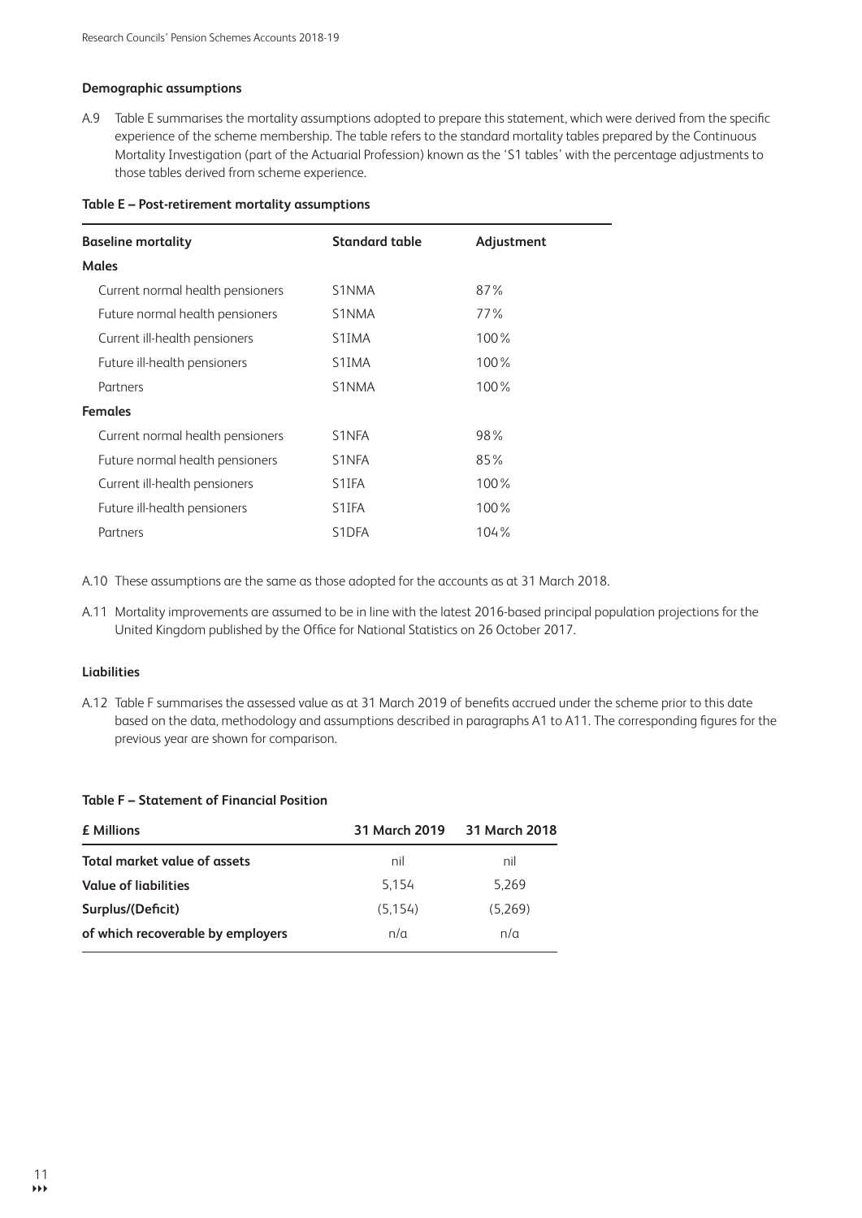### Demographic assumptions

A.9 Table E summarises the mortality assumptions adopted to prepare this statement, which were derived from the specific experience of the scheme membership. The table refers to the standard mortality tables prepared by the Continuous Mortality Investigation (part of the Actuarial Profession) known as the 'S1 tables' with the percentage adjustments to those tables derived from scheme experience.

**Table E – Post-retirement mortality assumptions**

| Baseline mortality | Standard table | Adjustment |
|---|---|---|
| **Males** | | |
| Current normal health pensioners | S1NMA | 87% |
| Future normal health pensioners | S1NMA | 77% |
| Current ill-health pensioners | S1IMA | 100% |
| Future ill-health pensioners | S1IMA | 100% |
| Partners | S1NMA | 100% |
| **Females** | | |
| Current normal health pensioners | S1NFA | 98% |
| Future normal health pensioners | S1NFA | 85% |
| Current ill-health pensioners | S1IFA | 100% |
| Future ill-health pensioners | S1IFA | 100% |
| Partners | S1DFA | 104% |

A.10 These assumptions are the same as those adopted for the accounts as at 31 March 2018.

A.11 Mortality improvements are assumed to be in line with the latest 2016-based principal population projections for the United Kingdom published by the Office for National Statistics on 26 October 2017.

### Liabilities

A.12 Table F summarises the assessed value as at 31 March 2019 of benefits accrued under the scheme prior to this date based on the data, methodology and assumptions described in paragraphs A1 to A11. The corresponding figures for the previous year are shown for comparison.

**Table F – Statement of Financial Position**

| £ Millions | 31 March 2019 | 31 March 2018 |
|---|---|---|
| **Total market value of assets** | nil | nil |
| **Value of liabilities** | 5,154 | 5,269 |
| **Surplus/(Deficit)** | (5,154) | (5,269) |
| **of which recoverable by employers** | n/a | n/a |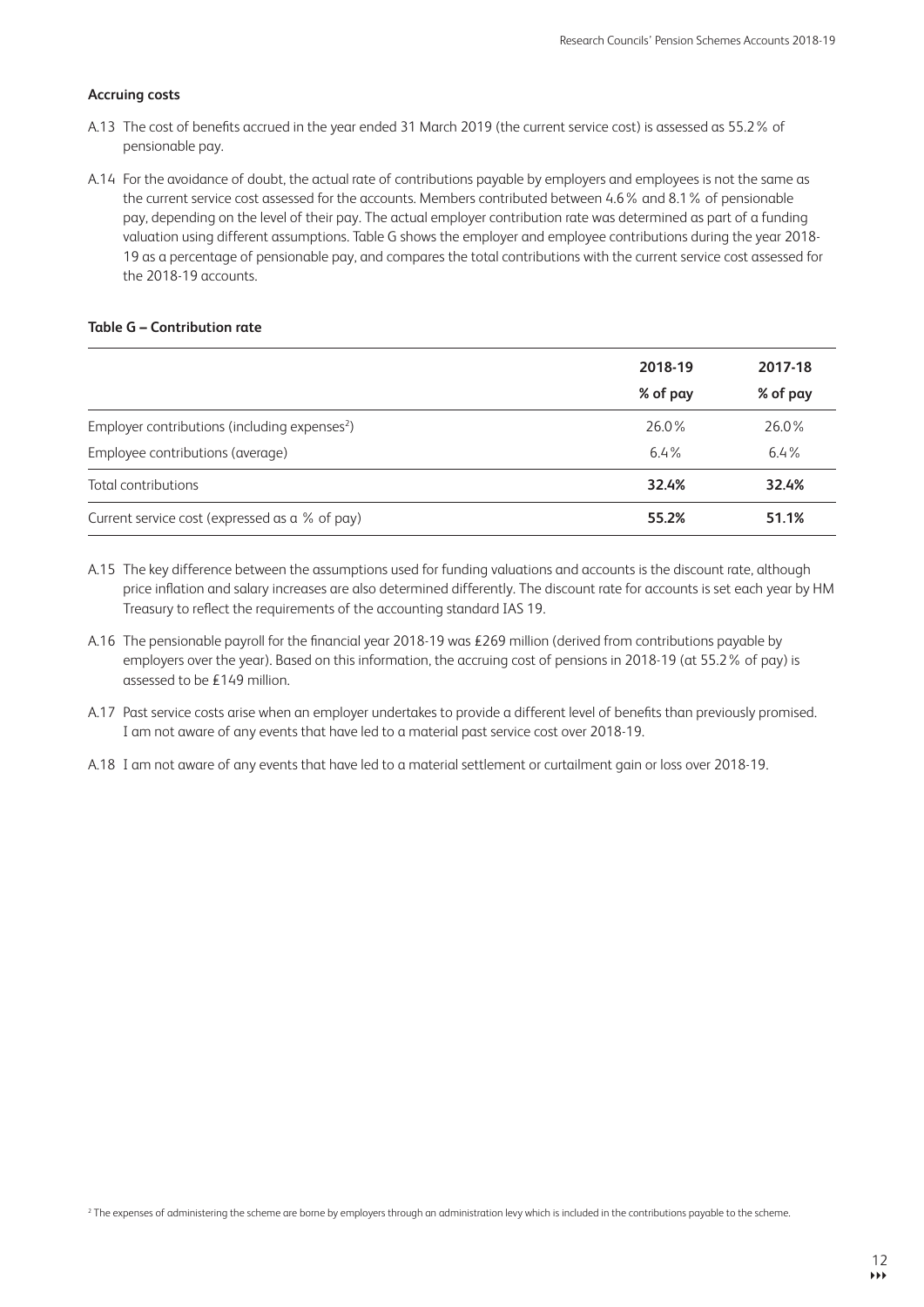**Accruing costs**

A.13 The cost of benefits accrued in the year ended 31 March 2019 (the current service cost) is assessed as 55.2% of pensionable pay.

A.14 For the avoidance of doubt, the actual rate of contributions payable by employers and employees is not the same as the current service cost assessed for the accounts. Members contributed between 4.6% and 8.1% of pensionable pay, depending on the level of their pay. The actual employer contribution rate was determined as part of a funding valuation using different assumptions. Table G shows the employer and employee contributions during the year 2018-19 as a percentage of pensionable pay, and compares the total contributions with the current service cost assessed for the 2018-19 accounts.

**Table G – Contribution rate**

| | 2018-19<br>% of pay | 2017-18<br>% of pay |
|---|---|---|
| Employer contributions (including expenses[2]) | 26.0% | 26.0% |
| Employee contributions (average) | 6.4% | 6.4% |
| Total contributions | **32.4%** | **32.4%** |
| Current service cost (expressed as a % of pay) | **55.2%** | **51.1%** |

A.15 The key difference between the assumptions used for funding valuations and accounts is the discount rate, although price inflation and salary increases are also determined differently. The discount rate for accounts is set each year by HM Treasury to reflect the requirements of the accounting standard IAS 19.

A.16 The pensionable payroll for the financial year 2018-19 was £269 million (derived from contributions payable by employers over the year). Based on this information, the accruing cost of pensions in 2018-19 (at 55.2% of pay) is assessed to be £149 million.

A.17 Past service costs arise when an employer undertakes to provide a different level of benefits than previously promised. I am not aware of any events that have led to a material past service cost over 2018-19.

A.18 I am not aware of any events that have led to a material settlement or curtailment gain or loss over 2018-19.

[2] The expenses of administering the scheme are borne by employers through an administration levy which is included in the contributions payable to the scheme.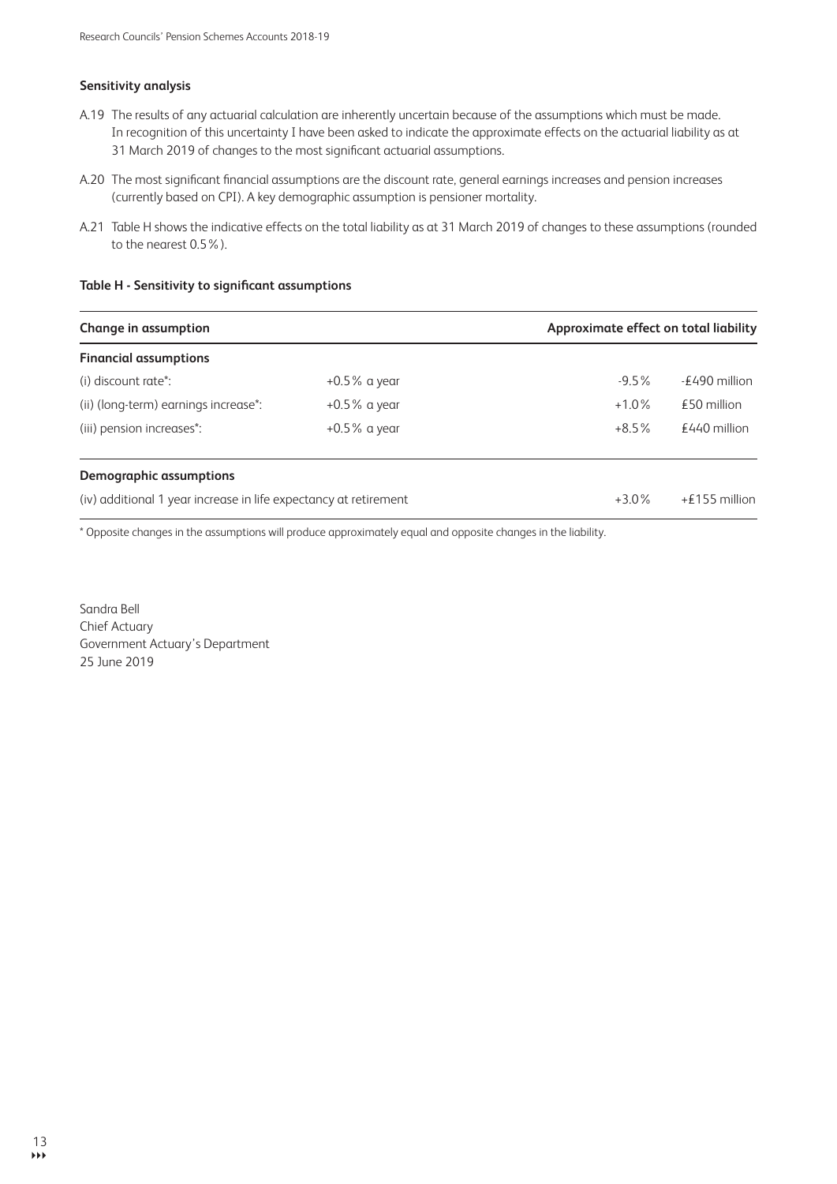### Sensitivity analysis

A.19 The results of any actuarial calculation are inherently uncertain because of the assumptions which must be made. In recognition of this uncertainty I have been asked to indicate the approximate effects on the actuarial liability as at 31 March 2019 of changes to the most significant actuarial assumptions.

A.20 The most significant financial assumptions are the discount rate, general earnings increases and pension increases (currently based on CPI). A key demographic assumption is pensioner mortality.

A.21 Table H shows the indicative effects on the total liability as at 31 March 2019 of changes to these assumptions (rounded to the nearest 0.5%).

**Table H - Sensitivity to significant assumptions**

| Change in assumption | | Approximate effect on total liability | |
|---|---|---|---|
| **Financial assumptions** | | | |
| (i) discount rate*: | +0.5% a year | -9.5% | -£490 million |
| (ii) (long-term) earnings increase*: | +0.5% a year | +1.0% | £50 million |
| (iii) pension increases*: | +0.5% a year | +8.5% | £440 million |
| **Demographic assumptions** | | | |
| (iv) additional 1 year increase in life expectancy at retirement | | +3.0% | +£155 million |

\* Opposite changes in the assumptions will produce approximately equal and opposite changes in the liability.

Sandra Bell
Chief Actuary
Government Actuary's Department
25 June 2019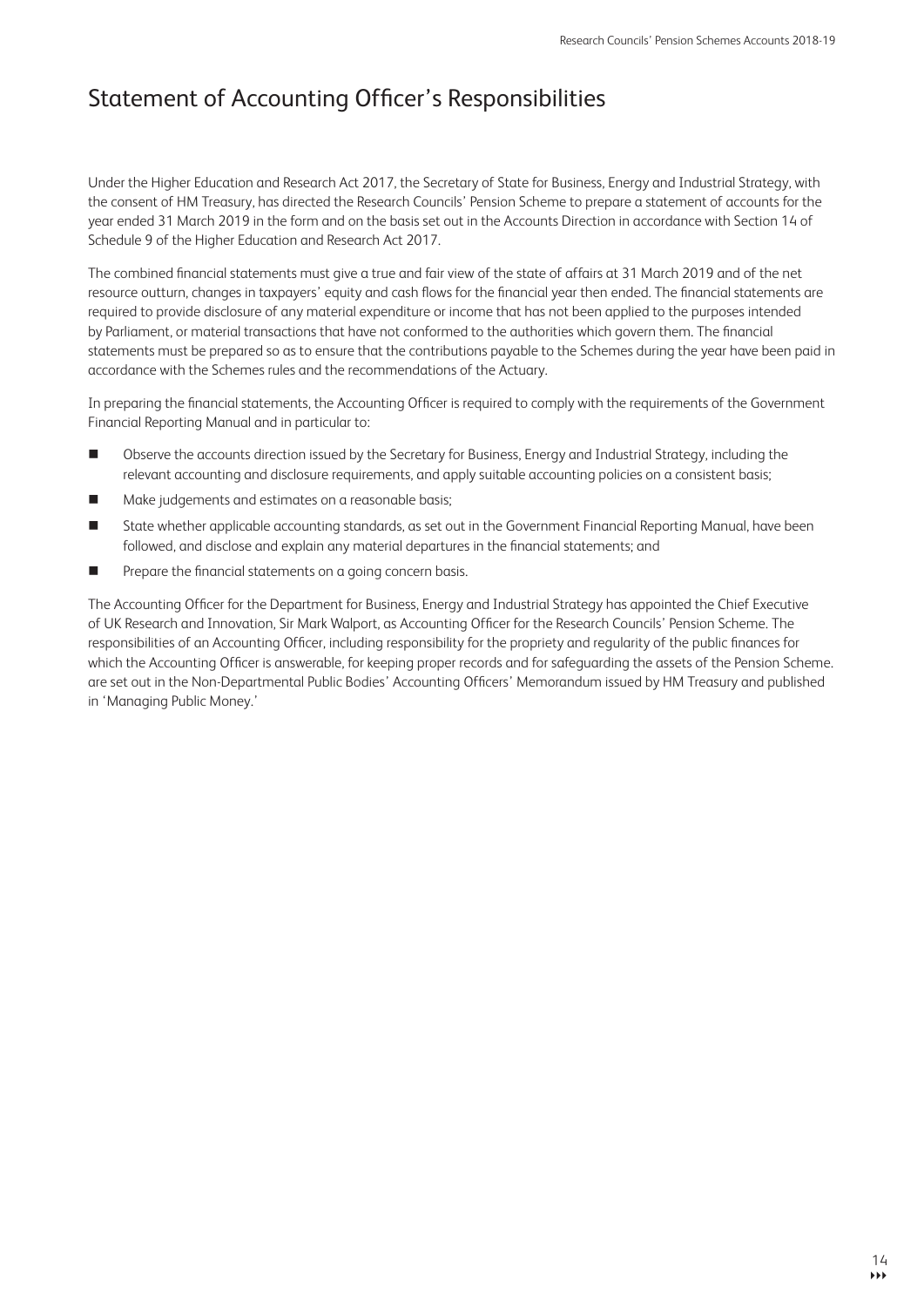# Statement of Accounting Officer's Responsibilities

Under the Higher Education and Research Act 2017, the Secretary of State for Business, Energy and Industrial Strategy, with the consent of HM Treasury, has directed the Research Councils' Pension Scheme to prepare a statement of accounts for the year ended 31 March 2019 in the form and on the basis set out in the Accounts Direction in accordance with Section 14 of Schedule 9 of the Higher Education and Research Act 2017.

The combined financial statements must give a true and fair view of the state of affairs at 31 March 2019 and of the net resource outturn, changes in taxpayers' equity and cash flows for the financial year then ended. The financial statements are required to provide disclosure of any material expenditure or income that has not been applied to the purposes intended by Parliament, or material transactions that have not conformed to the authorities which govern them. The financial statements must be prepared so as to ensure that the contributions payable to the Schemes during the year have been paid in accordance with the Schemes rules and the recommendations of the Actuary.

In preparing the financial statements, the Accounting Officer is required to comply with the requirements of the Government Financial Reporting Manual and in particular to:

- Observe the accounts direction issued by the Secretary for Business, Energy and Industrial Strategy, including the relevant accounting and disclosure requirements, and apply suitable accounting policies on a consistent basis;
- Make judgements and estimates on a reasonable basis;
- State whether applicable accounting standards, as set out in the Government Financial Reporting Manual, have been followed, and disclose and explain any material departures in the financial statements; and
- Prepare the financial statements on a going concern basis.

The Accounting Officer for the Department for Business, Energy and Industrial Strategy has appointed the Chief Executive of UK Research and Innovation, Sir Mark Walport, as Accounting Officer for the Research Councils' Pension Scheme. The responsibilities of an Accounting Officer, including responsibility for the propriety and regularity of the public finances for which the Accounting Officer is answerable, for keeping proper records and for safeguarding the assets of the Pension Scheme. are set out in the Non-Departmental Public Bodies' Accounting Officers' Memorandum issued by HM Treasury and published in 'Managing Public Money.'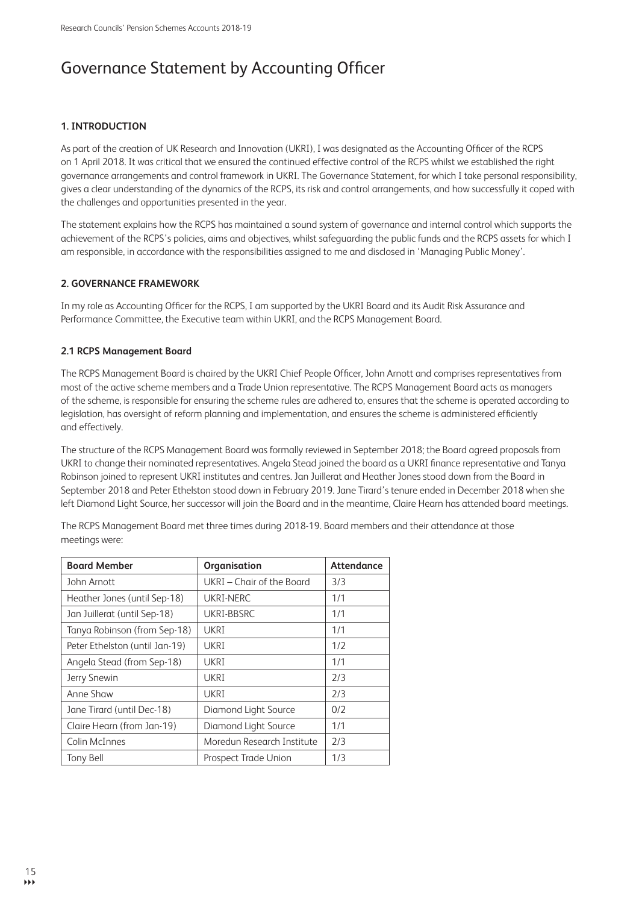# Governance Statement by Accounting Officer

### 1. INTRODUCTION

As part of the creation of UK Research and Innovation (UKRI), I was designated as the Accounting Officer of the RCPS on 1 April 2018. It was critical that we ensured the continued effective control of the RCPS whilst we established the right governance arrangements and control framework in UKRI. The Governance Statement, for which I take personal responsibility, gives a clear understanding of the dynamics of the RCPS, its risk and control arrangements, and how successfully it coped with the challenges and opportunities presented in the year.

The statement explains how the RCPS has maintained a sound system of governance and internal control which supports the achievement of the RCPS's policies, aims and objectives, whilst safeguarding the public funds and the RCPS assets for which I am responsible, in accordance with the responsibilities assigned to me and disclosed in 'Managing Public Money'.

### 2. GOVERNANCE FRAMEWORK

In my role as Accounting Officer for the RCPS, I am supported by the UKRI Board and its Audit Risk Assurance and Performance Committee, the Executive team within UKRI, and the RCPS Management Board.

#### 2.1 RCPS Management Board

The RCPS Management Board is chaired by the UKRI Chief People Officer, John Arnott and comprises representatives from most of the active scheme members and a Trade Union representative. The RCPS Management Board acts as managers of the scheme, is responsible for ensuring the scheme rules are adhered to, ensures that the scheme is operated according to legislation, has oversight of reform planning and implementation, and ensures the scheme is administered efficiently and effectively.

The structure of the RCPS Management Board was formally reviewed in September 2018; the Board agreed proposals from UKRI to change their nominated representatives. Angela Stead joined the board as a UKRI finance representative and Tanya Robinson joined to represent UKRI institutes and centres. Jan Juillerat and Heather Jones stood down from the Board in September 2018 and Peter Ethelston stood down in February 2019. Jane Tirard's tenure ended in December 2018 when she left Diamond Light Source, her successor will join the Board and in the meantime, Claire Hearn has attended board meetings.

The RCPS Management Board met three times during 2018-19. Board members and their attendance at those meetings were:

| Board Member | Organisation | Attendance |
|---|---|---|
| John Arnott | UKRI – Chair of the Board | 3/3 |
| Heather Jones (until Sep-18) | UKRI-NERC | 1/1 |
| Jan Juillerat (until Sep-18) | UKRI-BBSRC | 1/1 |
| Tanya Robinson (from Sep-18) | UKRI | 1/1 |
| Peter Ethelston (until Jan-19) | UKRI | 1/2 |
| Angela Stead (from Sep-18) | UKRI | 1/1 |
| Jerry Snewin | UKRI | 2/3 |
| Anne Shaw | UKRI | 2/3 |
| Jane Tirard (until Dec-18) | Diamond Light Source | 0/2 |
| Claire Hearn (from Jan-19) | Diamond Light Source | 1/1 |
| Colin McInnes | Moredun Research Institute | 2/3 |
| Tony Bell | Prospect Trade Union | 1/3 |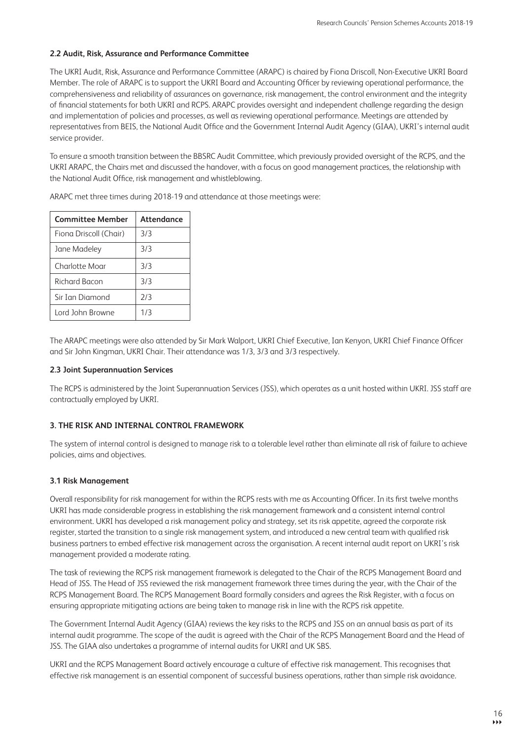### 2.2 Audit, Risk, Assurance and Performance Committee

The UKRI Audit, Risk, Assurance and Performance Committee (ARAPC) is chaired by Fiona Driscoll, Non-Executive UKRI Board Member. The role of ARAPC is to support the UKRI Board and Accounting Officer by reviewing operational performance, the comprehensiveness and reliability of assurances on governance, risk management, the control environment and the integrity of financial statements for both UKRI and RCPS. ARAPC provides oversight and independent challenge regarding the design and implementation of policies and processes, as well as reviewing operational performance. Meetings are attended by representatives from BEIS, the National Audit Office and the Government Internal Audit Agency (GIAA), UKRI's internal audit service provider.

To ensure a smooth transition between the BBSRC Audit Committee, which previously provided oversight of the RCPS, and the UKRI ARAPC, the Chairs met and discussed the handover, with a focus on good management practices, the relationship with the National Audit Office, risk management and whistleblowing.

ARAPC met three times during 2018-19 and attendance at those meetings were:

| Committee Member | Attendance |
|---|---|
| Fiona Driscoll (Chair) | 3/3 |
| Jane Madeley | 3/3 |
| Charlotte Moar | 3/3 |
| Richard Bacon | 3/3 |
| Sir Ian Diamond | 2/3 |
| Lord John Browne | 1/3 |

The ARAPC meetings were also attended by Sir Mark Walport, UKRI Chief Executive, Ian Kenyon, UKRI Chief Finance Officer and Sir John Kingman, UKRI Chair. Their attendance was 1/3, 3/3 and 3/3 respectively.

### 2.3 Joint Superannuation Services

The RCPS is administered by the Joint Superannuation Services (JSS), which operates as a unit hosted within UKRI. JSS staff are contractually employed by UKRI.

## 3. THE RISK AND INTERNAL CONTROL FRAMEWORK

The system of internal control is designed to manage risk to a tolerable level rather than eliminate all risk of failure to achieve policies, aims and objectives.

### 3.1 Risk Management

Overall responsibility for risk management for within the RCPS rests with me as Accounting Officer. In its first twelve months UKRI has made considerable progress in establishing the risk management framework and a consistent internal control environment. UKRI has developed a risk management policy and strategy, set its risk appetite, agreed the corporate risk register, started the transition to a single risk management system, and introduced a new central team with qualified risk business partners to embed effective risk management across the organisation. A recent internal audit report on UKRI's risk management provided a moderate rating.

The task of reviewing the RCPS risk management framework is delegated to the Chair of the RCPS Management Board and Head of JSS. The Head of JSS reviewed the risk management framework three times during the year, with the Chair of the RCPS Management Board. The RCPS Management Board formally considers and agrees the Risk Register, with a focus on ensuring appropriate mitigating actions are being taken to manage risk in line with the RCPS risk appetite.

The Government Internal Audit Agency (GIAA) reviews the key risks to the RCPS and JSS on an annual basis as part of its internal audit programme. The scope of the audit is agreed with the Chair of the RCPS Management Board and the Head of JSS. The GIAA also undertakes a programme of internal audits for UKRI and UK SBS.

UKRI and the RCPS Management Board actively encourage a culture of effective risk management. This recognises that effective risk management is an essential component of successful business operations, rather than simple risk avoidance.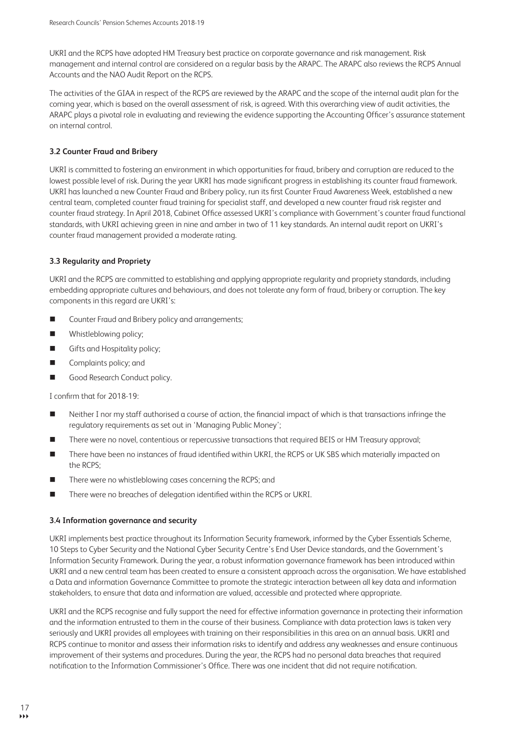UKRI and the RCPS have adopted HM Treasury best practice on corporate governance and risk management. Risk management and internal control are considered on a regular basis by the ARAPC. The ARAPC also reviews the RCPS Annual Accounts and the NAO Audit Report on the RCPS.

The activities of the GIAA in respect of the RCPS are reviewed by the ARAPC and the scope of the internal audit plan for the coming year, which is based on the overall assessment of risk, is agreed. With this overarching view of audit activities, the ARAPC plays a pivotal role in evaluating and reviewing the evidence supporting the Accounting Officer's assurance statement on internal control.

### 3.2 Counter Fraud and Bribery

UKRI is committed to fostering an environment in which opportunities for fraud, bribery and corruption are reduced to the lowest possible level of risk. During the year UKRI has made significant progress in establishing its counter fraud framework. UKRI has launched a new Counter Fraud and Bribery policy, run its first Counter Fraud Awareness Week, established a new central team, completed counter fraud training for specialist staff, and developed a new counter fraud risk register and counter fraud strategy. In April 2018, Cabinet Office assessed UKRI's compliance with Government's counter fraud functional standards, with UKRI achieving green in nine and amber in two of 11 key standards. An internal audit report on UKRI's counter fraud management provided a moderate rating.

### 3.3 Regularity and Propriety

UKRI and the RCPS are committed to establishing and applying appropriate regularity and propriety standards, including embedding appropriate cultures and behaviours, and does not tolerate any form of fraud, bribery or corruption. The key components in this regard are UKRI's:

- Counter Fraud and Bribery policy and arrangements;
- Whistleblowing policy;
- Gifts and Hospitality policy;
- Complaints policy; and
- Good Research Conduct policy.

I confirm that for 2018-19:

- Neither I nor my staff authorised a course of action, the financial impact of which is that transactions infringe the regulatory requirements as set out in 'Managing Public Money';
- There were no novel, contentious or repercussive transactions that required BEIS or HM Treasury approval;
- There have been no instances of fraud identified within UKRI, the RCPS or UK SBS which materially impacted on the RCPS;
- There were no whistleblowing cases concerning the RCPS; and
- There were no breaches of delegation identified within the RCPS or UKRI.

### 3.4 Information governance and security

UKRI implements best practice throughout its Information Security framework, informed by the Cyber Essentials Scheme, 10 Steps to Cyber Security and the National Cyber Security Centre's End User Device standards, and the Government's Information Security Framework. During the year, a robust information governance framework has been introduced within UKRI and a new central team has been created to ensure a consistent approach across the organisation. We have established a Data and information Governance Committee to promote the strategic interaction between all key data and information stakeholders, to ensure that data and information are valued, accessible and protected where appropriate.

UKRI and the RCPS recognise and fully support the need for effective information governance in protecting their information and the information entrusted to them in the course of their business. Compliance with data protection laws is taken very seriously and UKRI provides all employees with training on their responsibilities in this area on an annual basis. UKRI and RCPS continue to monitor and assess their information risks to identify and address any weaknesses and ensure continuous improvement of their systems and procedures. During the year, the RCPS had no personal data breaches that required notification to the Information Commissioner's Office. There was one incident that did not require notification.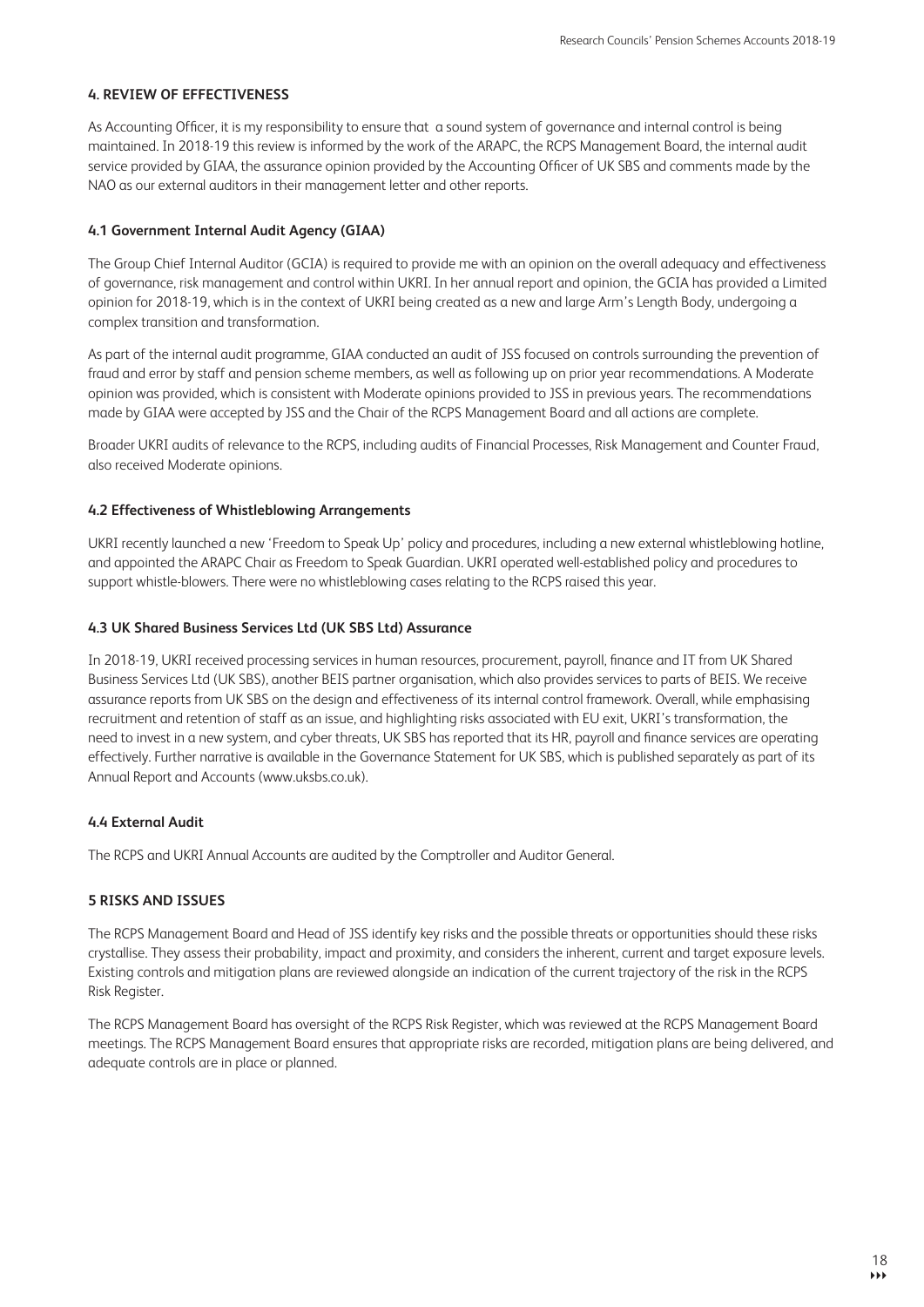## 4. REVIEW OF EFFECTIVENESS

As Accounting Officer, it is my responsibility to ensure that a sound system of governance and internal control is being maintained. In 2018-19 this review is informed by the work of the ARAPC, the RCPS Management Board, the internal audit service provided by GIAA, the assurance opinion provided by the Accounting Officer of UK SBS and comments made by the NAO as our external auditors in their management letter and other reports.

### 4.1 Government Internal Audit Agency (GIAA)

The Group Chief Internal Auditor (GCIA) is required to provide me with an opinion on the overall adequacy and effectiveness of governance, risk management and control within UKRI. In her annual report and opinion, the GCIA has provided a Limited opinion for 2018-19, which is in the context of UKRI being created as a new and large Arm's Length Body, undergoing a complex transition and transformation.

As part of the internal audit programme, GIAA conducted an audit of JSS focused on controls surrounding the prevention of fraud and error by staff and pension scheme members, as well as following up on prior year recommendations. A Moderate opinion was provided, which is consistent with Moderate opinions provided to JSS in previous years. The recommendations made by GIAA were accepted by JSS and the Chair of the RCPS Management Board and all actions are complete.

Broader UKRI audits of relevance to the RCPS, including audits of Financial Processes, Risk Management and Counter Fraud, also received Moderate opinions.

### 4.2 Effectiveness of Whistleblowing Arrangements

UKRI recently launched a new 'Freedom to Speak Up' policy and procedures, including a new external whistleblowing hotline, and appointed the ARAPC Chair as Freedom to Speak Guardian. UKRI operated well-established policy and procedures to support whistle-blowers. There were no whistleblowing cases relating to the RCPS raised this year.

### 4.3 UK Shared Business Services Ltd (UK SBS Ltd) Assurance

In 2018-19, UKRI received processing services in human resources, procurement, payroll, finance and IT from UK Shared Business Services Ltd (UK SBS), another BEIS partner organisation, which also provides services to parts of BEIS. We receive assurance reports from UK SBS on the design and effectiveness of its internal control framework. Overall, while emphasising recruitment and retention of staff as an issue, and highlighting risks associated with EU exit, UKRI's transformation, the need to invest in a new system, and cyber threats, UK SBS has reported that its HR, payroll and finance services are operating effectively. Further narrative is available in the Governance Statement for UK SBS, which is published separately as part of its Annual Report and Accounts (www.uksbs.co.uk).

### 4.4 External Audit

The RCPS and UKRI Annual Accounts are audited by the Comptroller and Auditor General.

## 5 RISKS AND ISSUES

The RCPS Management Board and Head of JSS identify key risks and the possible threats or opportunities should these risks crystallise. They assess their probability, impact and proximity, and considers the inherent, current and target exposure levels. Existing controls and mitigation plans are reviewed alongside an indication of the current trajectory of the risk in the RCPS Risk Register.

The RCPS Management Board has oversight of the RCPS Risk Register, which was reviewed at the RCPS Management Board meetings. The RCPS Management Board ensures that appropriate risks are recorded, mitigation plans are being delivered, and adequate controls are in place or planned.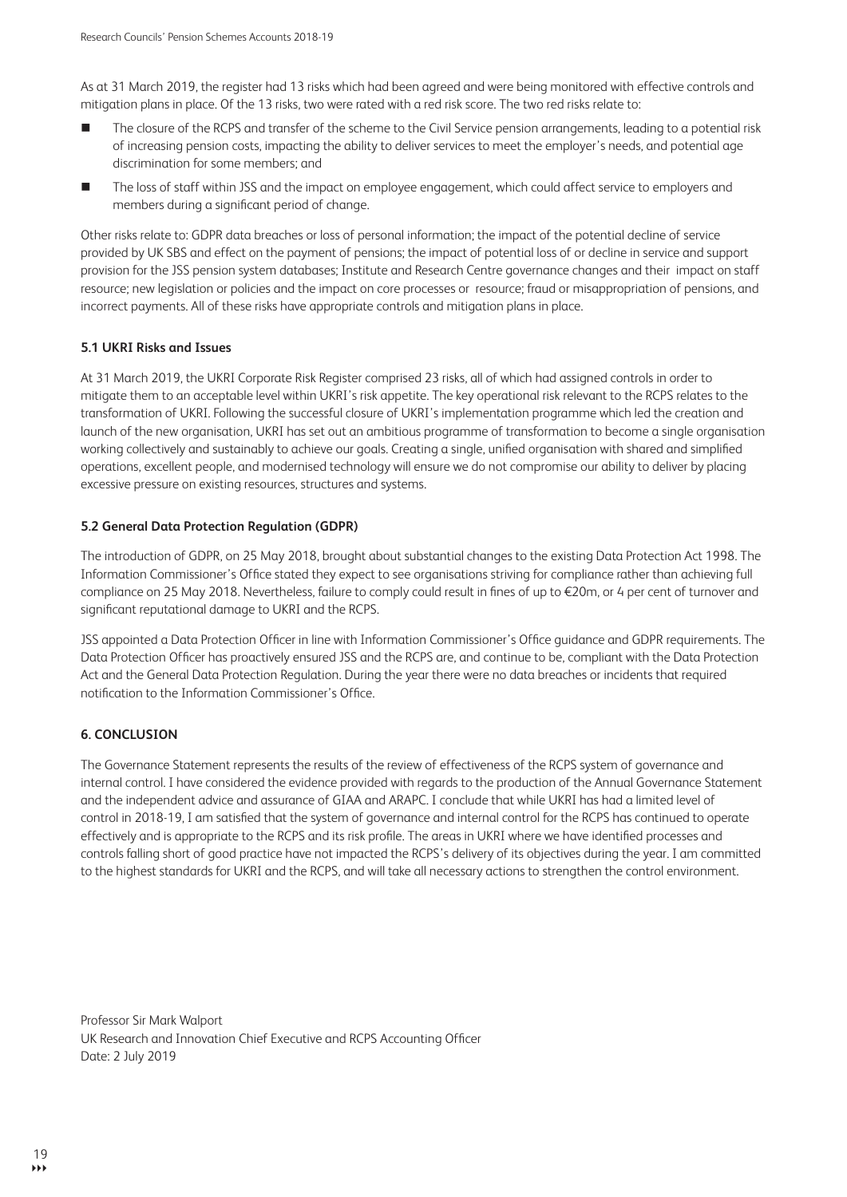As at 31 March 2019, the register had 13 risks which had been agreed and were being monitored with effective controls and mitigation plans in place. Of the 13 risks, two were rated with a red risk score. The two red risks relate to:

- The closure of the RCPS and transfer of the scheme to the Civil Service pension arrangements, leading to a potential risk of increasing pension costs, impacting the ability to deliver services to meet the employer's needs, and potential age discrimination for some members; and
- The loss of staff within JSS and the impact on employee engagement, which could affect service to employers and members during a significant period of change.

Other risks relate to: GDPR data breaches or loss of personal information; the impact of the potential decline of service provided by UK SBS and effect on the payment of pensions; the impact of potential loss of or decline in service and support provision for the JSS pension system databases; Institute and Research Centre governance changes and their impact on staff resource; new legislation or policies and the impact on core processes or resource; fraud or misappropriation of pensions, and incorrect payments. All of these risks have appropriate controls and mitigation plans in place.

### 5.1 UKRI Risks and Issues

At 31 March 2019, the UKRI Corporate Risk Register comprised 23 risks, all of which had assigned controls in order to mitigate them to an acceptable level within UKRI's risk appetite. The key operational risk relevant to the RCPS relates to the transformation of UKRI. Following the successful closure of UKRI's implementation programme which led the creation and launch of the new organisation, UKRI has set out an ambitious programme of transformation to become a single organisation working collectively and sustainably to achieve our goals. Creating a single, unified organisation with shared and simplified operations, excellent people, and modernised technology will ensure we do not compromise our ability to deliver by placing excessive pressure on existing resources, structures and systems.

### 5.2 General Data Protection Regulation (GDPR)

The introduction of GDPR, on 25 May 2018, brought about substantial changes to the existing Data Protection Act 1998. The Information Commissioner's Office stated they expect to see organisations striving for compliance rather than achieving full compliance on 25 May 2018. Nevertheless, failure to comply could result in fines of up to €20m, or 4 per cent of turnover and significant reputational damage to UKRI and the RCPS.

JSS appointed a Data Protection Officer in line with Information Commissioner's Office guidance and GDPR requirements. The Data Protection Officer has proactively ensured JSS and the RCPS are, and continue to be, compliant with the Data Protection Act and the General Data Protection Regulation. During the year there were no data breaches or incidents that required notification to the Information Commissioner's Office.

## 6. CONCLUSION

The Governance Statement represents the results of the review of effectiveness of the RCPS system of governance and internal control. I have considered the evidence provided with regards to the production of the Annual Governance Statement and the independent advice and assurance of GIAA and ARAPC. I conclude that while UKRI has had a limited level of control in 2018-19, I am satisfied that the system of governance and internal control for the RCPS has continued to operate effectively and is appropriate to the RCPS and its risk profile. The areas in UKRI where we have identified processes and controls falling short of good practice have not impacted the RCPS's delivery of its objectives during the year. I am committed to the highest standards for UKRI and the RCPS, and will take all necessary actions to strengthen the control environment.

Professor Sir Mark Walport
UK Research and Innovation Chief Executive and RCPS Accounting Officer
Date: 2 July 2019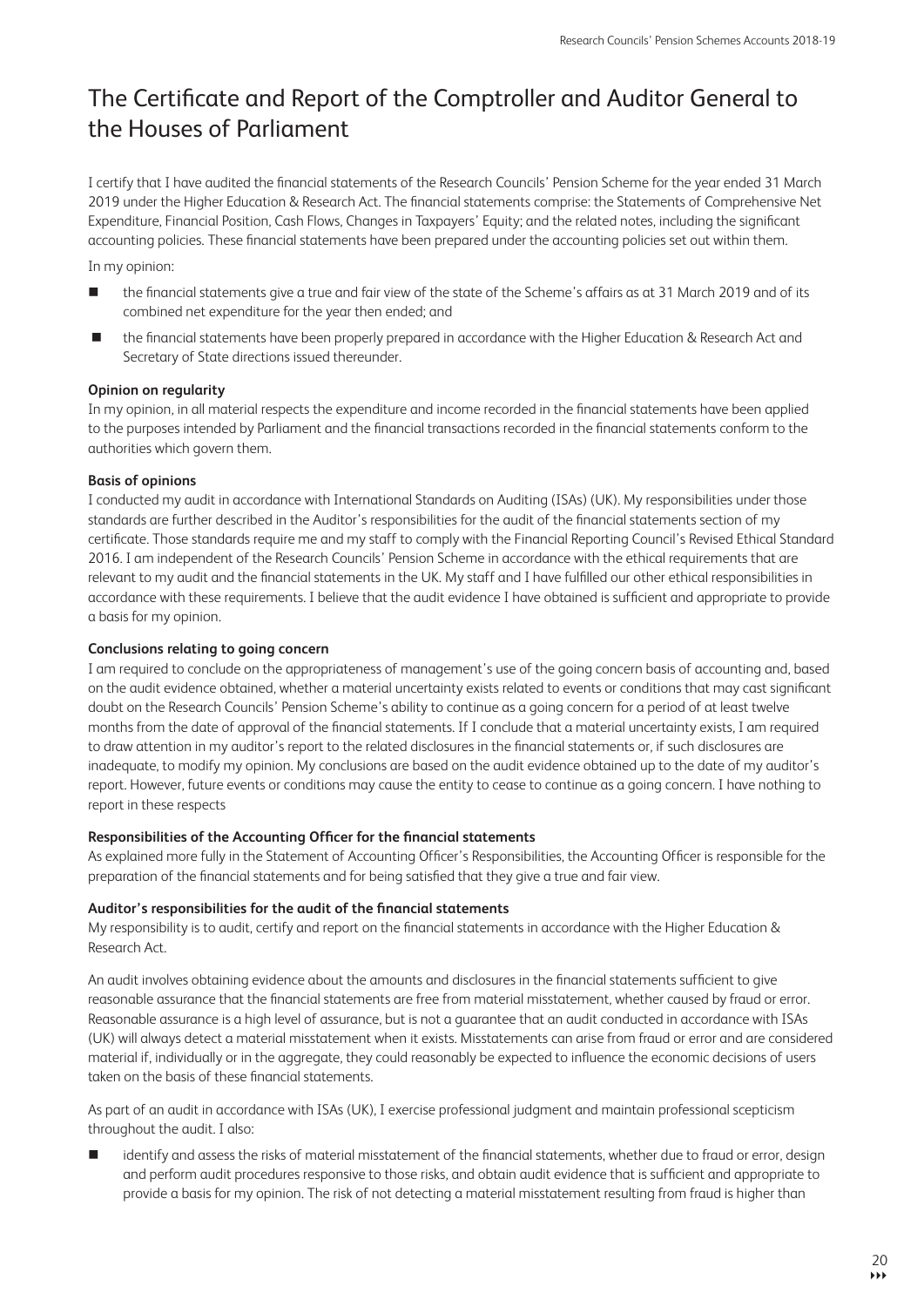# The Certificate and Report of the Comptroller and Auditor General to the Houses of Parliament

I certify that I have audited the financial statements of the Research Councils' Pension Scheme for the year ended 31 March 2019 under the Higher Education & Research Act. The financial statements comprise: the Statements of Comprehensive Net Expenditure, Financial Position, Cash Flows, Changes in Taxpayers' Equity; and the related notes, including the significant accounting policies. These financial statements have been prepared under the accounting policies set out within them.

In my opinion:

- the financial statements give a true and fair view of the state of the Scheme's affairs as at 31 March 2019 and of its combined net expenditure for the year then ended; and
- the financial statements have been properly prepared in accordance with the Higher Education & Research Act and Secretary of State directions issued thereunder.

**Opinion on regularity**

In my opinion, in all material respects the expenditure and income recorded in the financial statements have been applied to the purposes intended by Parliament and the financial transactions recorded in the financial statements conform to the authorities which govern them.

**Basis of opinions**

I conducted my audit in accordance with International Standards on Auditing (ISAs) (UK). My responsibilities under those standards are further described in the Auditor's responsibilities for the audit of the financial statements section of my certificate. Those standards require me and my staff to comply with the Financial Reporting Council's Revised Ethical Standard 2016. I am independent of the Research Councils' Pension Scheme in accordance with the ethical requirements that are relevant to my audit and the financial statements in the UK. My staff and I have fulfilled our other ethical responsibilities in accordance with these requirements. I believe that the audit evidence I have obtained is sufficient and appropriate to provide a basis for my opinion.

**Conclusions relating to going concern**

I am required to conclude on the appropriateness of management's use of the going concern basis of accounting and, based on the audit evidence obtained, whether a material uncertainty exists related to events or conditions that may cast significant doubt on the Research Councils' Pension Scheme's ability to continue as a going concern for a period of at least twelve months from the date of approval of the financial statements. If I conclude that a material uncertainty exists, I am required to draw attention in my auditor's report to the related disclosures in the financial statements or, if such disclosures are inadequate, to modify my opinion. My conclusions are based on the audit evidence obtained up to the date of my auditor's report. However, future events or conditions may cause the entity to cease to continue as a going concern. I have nothing to report in these respects

**Responsibilities of the Accounting Officer for the financial statements**

As explained more fully in the Statement of Accounting Officer's Responsibilities, the Accounting Officer is responsible for the preparation of the financial statements and for being satisfied that they give a true and fair view.

**Auditor's responsibilities for the audit of the financial statements**

My responsibility is to audit, certify and report on the financial statements in accordance with the Higher Education & Research Act.

An audit involves obtaining evidence about the amounts and disclosures in the financial statements sufficient to give reasonable assurance that the financial statements are free from material misstatement, whether caused by fraud or error. Reasonable assurance is a high level of assurance, but is not a guarantee that an audit conducted in accordance with ISAs (UK) will always detect a material misstatement when it exists. Misstatements can arise from fraud or error and are considered material if, individually or in the aggregate, they could reasonably be expected to influence the economic decisions of users taken on the basis of these financial statements.

As part of an audit in accordance with ISAs (UK), I exercise professional judgment and maintain professional scepticism throughout the audit. I also:

- identify and assess the risks of material misstatement of the financial statements, whether due to fraud or error, design and perform audit procedures responsive to those risks, and obtain audit evidence that is sufficient and appropriate to provide a basis for my opinion. The risk of not detecting a material misstatement resulting from fraud is higher than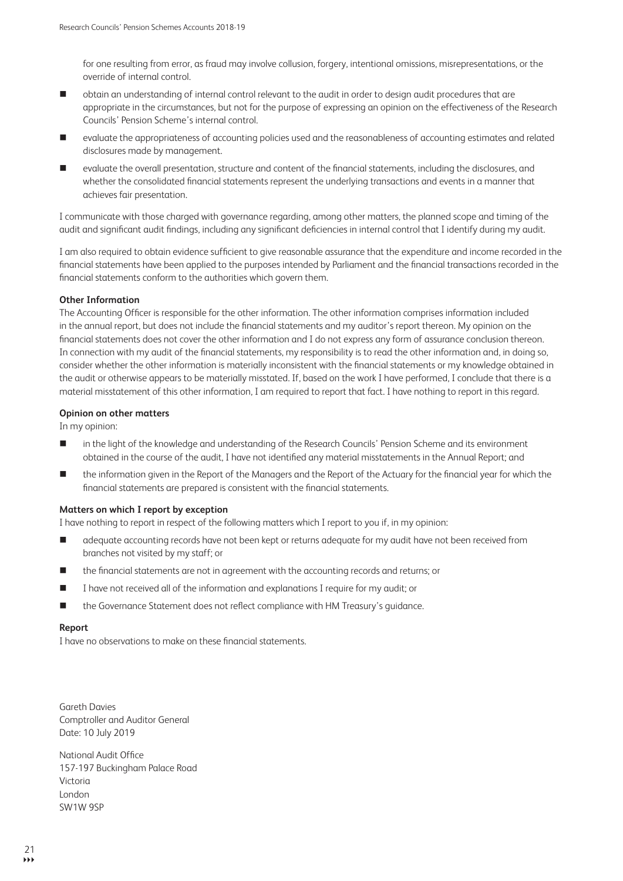for one resulting from error, as fraud may involve collusion, forgery, intentional omissions, misrepresentations, or the override of internal control.

- obtain an understanding of internal control relevant to the audit in order to design audit procedures that are appropriate in the circumstances, but not for the purpose of expressing an opinion on the effectiveness of the Research Councils' Pension Scheme's internal control.
- evaluate the appropriateness of accounting policies used and the reasonableness of accounting estimates and related disclosures made by management.
- evaluate the overall presentation, structure and content of the financial statements, including the disclosures, and whether the consolidated financial statements represent the underlying transactions and events in a manner that achieves fair presentation.

I communicate with those charged with governance regarding, among other matters, the planned scope and timing of the audit and significant audit findings, including any significant deficiencies in internal control that I identify during my audit.

I am also required to obtain evidence sufficient to give reasonable assurance that the expenditure and income recorded in the financial statements have been applied to the purposes intended by Parliament and the financial transactions recorded in the financial statements conform to the authorities which govern them.

**Other Information**

The Accounting Officer is responsible for the other information. The other information comprises information included in the annual report, but does not include the financial statements and my auditor's report thereon. My opinion on the financial statements does not cover the other information and I do not express any form of assurance conclusion thereon. In connection with my audit of the financial statements, my responsibility is to read the other information and, in doing so, consider whether the other information is materially inconsistent with the financial statements or my knowledge obtained in the audit or otherwise appears to be materially misstated. If, based on the work I have performed, I conclude that there is a material misstatement of this other information, I am required to report that fact. I have nothing to report in this regard.

**Opinion on other matters**

In my opinion:

- in the light of the knowledge and understanding of the Research Councils' Pension Scheme and its environment obtained in the course of the audit, I have not identified any material misstatements in the Annual Report; and
- the information given in the Report of the Managers and the Report of the Actuary for the financial year for which the financial statements are prepared is consistent with the financial statements.

**Matters on which I report by exception**

I have nothing to report in respect of the following matters which I report to you if, in my opinion:

- adequate accounting records have not been kept or returns adequate for my audit have not been received from branches not visited by my staff; or
- the financial statements are not in agreement with the accounting records and returns; or
- I have not received all of the information and explanations I require for my audit; or
- the Governance Statement does not reflect compliance with HM Treasury's guidance.

**Report**

I have no observations to make on these financial statements.

Gareth Davies
Comptroller and Auditor General
Date: 10 July 2019

National Audit Office
157-197 Buckingham Palace Road
Victoria
London
SW1W 9SP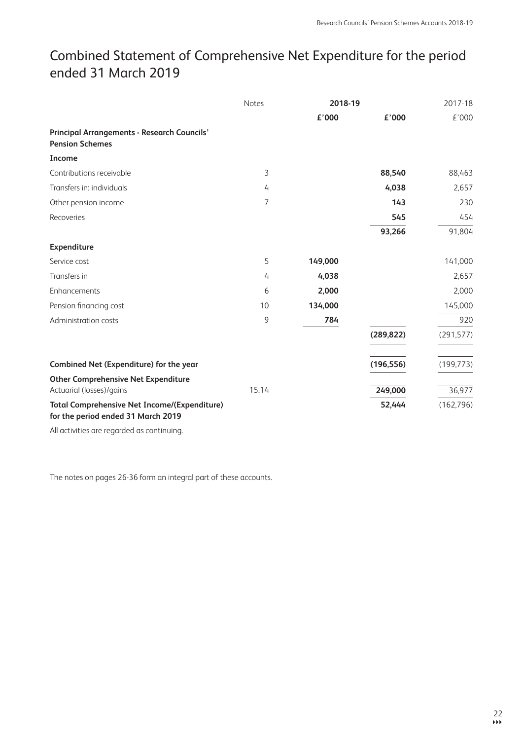# Combined Statement of Comprehensive Net Expenditure for the period ended 31 March 2019

| | Notes | 2018-19 | | 2017-18 |
|---|---|---|---|---|
| | | £'000 | £'000 | £'000 |
| **Principal Arrangements - Research Councils' Pension Schemes** | | | | |
| **Income** | | | | |
| Contributions receivable | 3 | | **88,540** | 88,463 |
| Transfers in: individuals | 4 | | **4,038** | 2,657 |
| Other pension income | 7 | | **143** | 230 |
| Recoveries | | | **545** | 454 |
| | | | **93,266** | 91,804 |
| **Expenditure** | | | | |
| Service cost | 5 | **149,000** | | 141,000 |
| Transfers in | 4 | **4,038** | | 2,657 |
| Enhancements | 6 | **2,000** | | 2,000 |
| Pension financing cost | 10 | **134,000** | | 145,000 |
| Administration costs | 9 | **784** | | 920 |
| | | | **(289,822)** | (291,577) |
| **Combined Net (Expenditure) for the year** | | | **(196,556)** | (199,773) |
| **Other Comprehensive Net Expenditure** Actuarial (losses)/gains | 15.14 | | **249,000** | 36,977 |
| **Total Comprehensive Net Income/(Expenditure) for the period ended 31 March 2019** | | | **52,444** | (162,796) |

All activities are regarded as continuing.

The notes on pages 26-36 form an integral part of these accounts.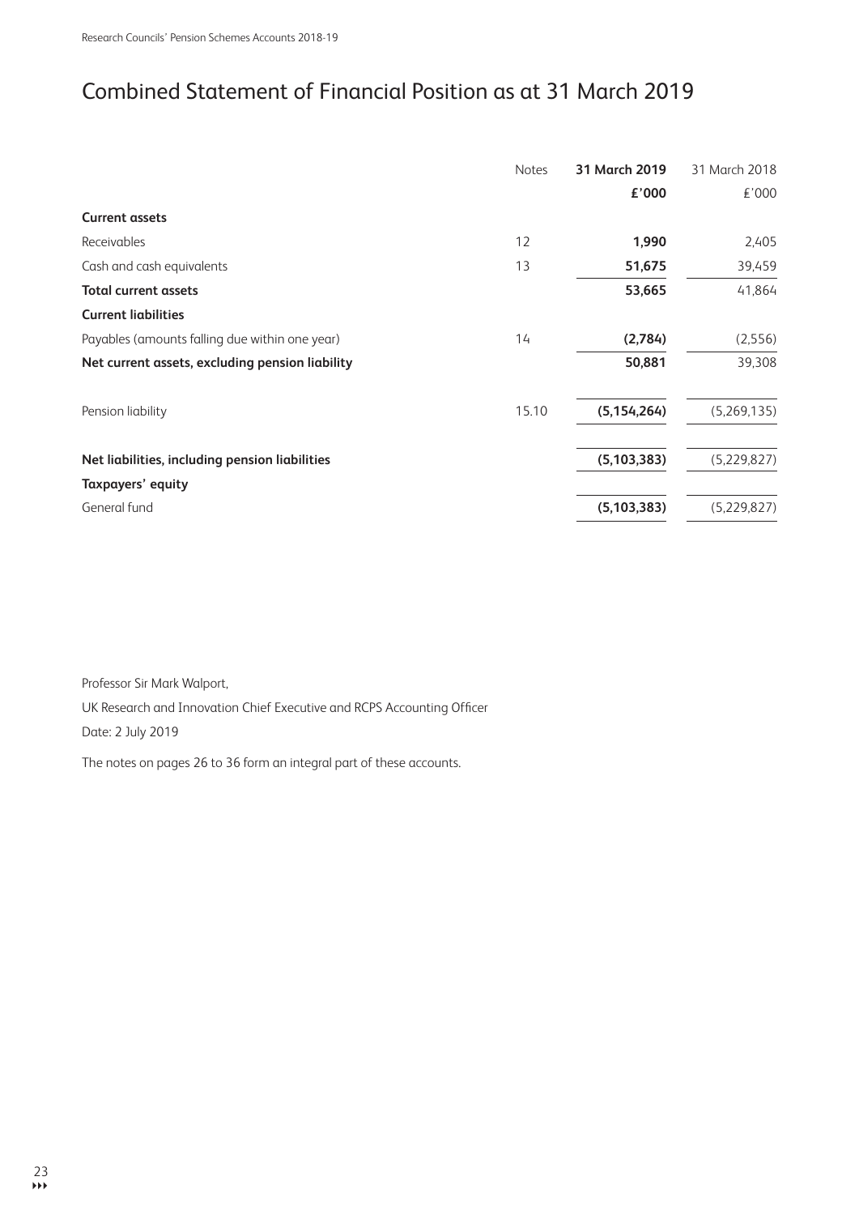# Combined Statement of Financial Position as at 31 March 2019

| | Notes | **31 March 2019** | 31 March 2018 |
|---|---|---|---|
| | | **£'000** | £'000 |
| **Current assets** | | | |
| Receivables | 12 | **1,990** | 2,405 |
| Cash and cash equivalents | 13 | **51,675** | 39,459 |
| **Total current assets** | | **53,665** | 41,864 |
| **Current liabilities** | | | |
| Payables (amounts falling due within one year) | 14 | **(2,784)** | (2,556) |
| **Net current assets, excluding pension liability** | | **50,881** | 39,308 |
| Pension liability | 15.10 | **(5,154,264)** | (5,269,135) |
| **Net liabilities, including pension liabilities** | | **(5,103,383)** | (5,229,827) |
| **Taxpayers' equity** | | | |
| General fund | | **(5,103,383)** | (5,229,827) |

Professor Sir Mark Walport,

UK Research and Innovation Chief Executive and RCPS Accounting Officer

Date: 2 July 2019

The notes on pages 26 to 36 form an integral part of these accounts.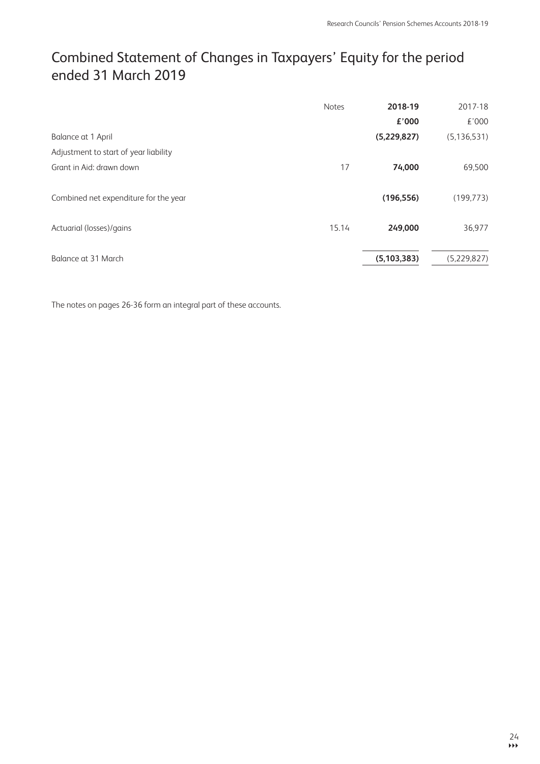# Combined Statement of Changes in Taxpayers' Equity for the period ended 31 March 2019

| | Notes | 2018-19 | 2017-18 |
|---|---|---|---|
| | | **£'000** | £'000 |
| Balance at 1 April | | **(5,229,827)** | (5,136,531) |
| Adjustment to start of year liability | | | |
| Grant in Aid: drawn down | 17 | **74,000** | 69,500 |
| Combined net expenditure for the year | | **(196,556)** | (199,773) |
| Actuarial (losses)/gains | 15.14 | **249,000** | 36,977 |
| Balance at 31 March | | **(5,103,383)** | (5,229,827) |

The notes on pages 26-36 form an integral part of these accounts.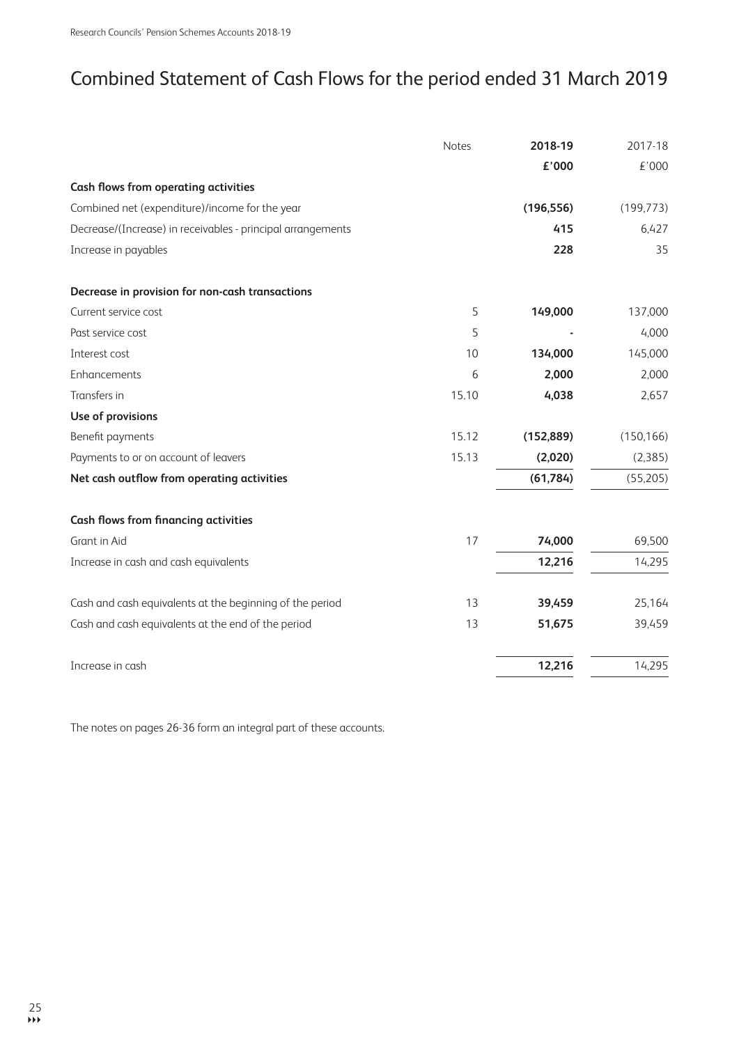# Combined Statement of Cash Flows for the period ended 31 March 2019

| | Notes | 2018-19 | 2017-18 |
|---|---|---|---|
| | | **£'000** | £'000 |
| **Cash flows from operating activities** | | | |
| Combined net (expenditure)/income for the year | | **(196,556)** | (199,773) |
| Decrease/(Increase) in receivables - principal arrangements | | **415** | 6,427 |
| Increase in payables | | **228** | 35 |
| | | | |
| **Decrease in provision for non-cash transactions** | | | |
| Current service cost | 5 | **149,000** | 137,000 |
| Past service cost | 5 | **-** | 4,000 |
| Interest cost | 10 | **134,000** | 145,000 |
| Enhancements | 6 | **2,000** | 2,000 |
| Transfers in | 15.10 | **4,038** | 2,657 |
| **Use of provisions** | | | |
| Benefit payments | 15.12 | **(152,889)** | (150,166) |
| Payments to or on account of leavers | 15.13 | **(2,020)** | (2,385) |
| **Net cash outflow from operating activities** | | **(61,784)** | (55,205) |
| | | | |
| **Cash flows from financing activities** | | | |
| Grant in Aid | 17 | **74,000** | 69,500 |
| Increase in cash and cash equivalents | | **12,216** | 14,295 |
| | | | |
| Cash and cash equivalents at the beginning of the period | 13 | **39,459** | 25,164 |
| Cash and cash equivalents at the end of the period | 13 | **51,675** | 39,459 |
| | | | |
| Increase in cash | | **12,216** | 14,295 |

The notes on pages 26-36 form an integral part of these accounts.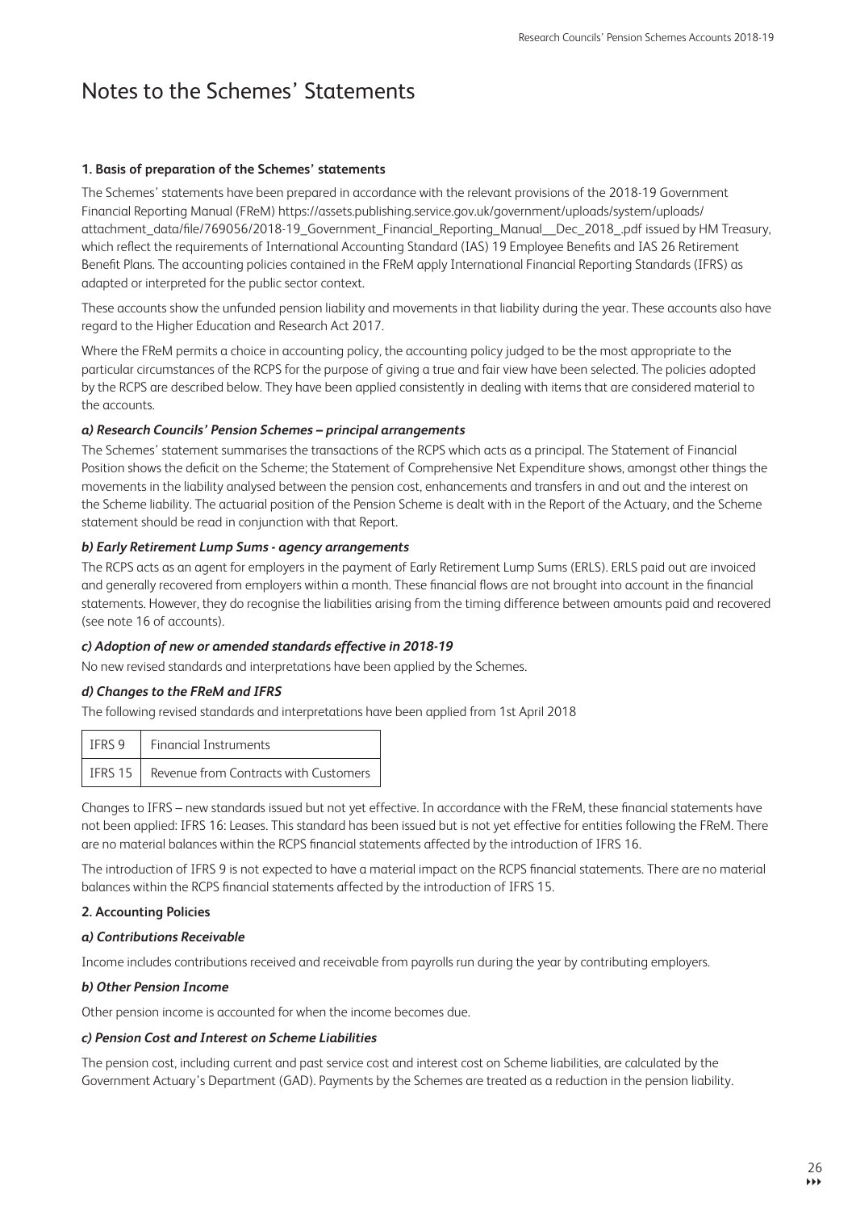# Notes to the Schemes' Statements

### 1. Basis of preparation of the Schemes' statements

The Schemes' statements have been prepared in accordance with the relevant provisions of the 2018-19 Government Financial Reporting Manual (FReM) https://assets.publishing.service.gov.uk/government/uploads/system/uploads/attachment_data/file/769056/2018-19_Government_Financial_Reporting_Manual__Dec_2018_.pdf issued by HM Treasury, which reflect the requirements of International Accounting Standard (IAS) 19 Employee Benefits and IAS 26 Retirement Benefit Plans. The accounting policies contained in the FReM apply International Financial Reporting Standards (IFRS) as adapted or interpreted for the public sector context.

These accounts show the unfunded pension liability and movements in that liability during the year. These accounts also have regard to the Higher Education and Research Act 2017.

Where the FReM permits a choice in accounting policy, the accounting policy judged to be the most appropriate to the particular circumstances of the RCPS for the purpose of giving a true and fair view have been selected. The policies adopted by the RCPS are described below. They have been applied consistently in dealing with items that are considered material to the accounts.

#### *a) Research Councils' Pension Schemes – principal arrangements*

The Schemes' statement summarises the transactions of the RCPS which acts as a principal. The Statement of Financial Position shows the deficit on the Scheme; the Statement of Comprehensive Net Expenditure shows, amongst other things the movements in the liability analysed between the pension cost, enhancements and transfers in and out and the interest on the Scheme liability. The actuarial position of the Pension Scheme is dealt with in the Report of the Actuary, and the Scheme statement should be read in conjunction with that Report.

#### *b) Early Retirement Lump Sums - agency arrangements*

The RCPS acts as an agent for employers in the payment of Early Retirement Lump Sums (ERLS). ERLS paid out are invoiced and generally recovered from employers within a month. These financial flows are not brought into account in the financial statements. However, they do recognise the liabilities arising from the timing difference between amounts paid and recovered (see note 16 of accounts).

#### *c) Adoption of new or amended standards effective in 2018-19*

No new revised standards and interpretations have been applied by the Schemes.

#### *d) Changes to the FReM and IFRS*

The following revised standards and interpretations have been applied from 1st April 2018

| | |
|---|---|
| IFRS 9 | Financial Instruments |
| IFRS 15 | Revenue from Contracts with Customers |

Changes to IFRS – new standards issued but not yet effective. In accordance with the FReM, these financial statements have not been applied: IFRS 16: Leases. This standard has been issued but is not yet effective for entities following the FReM. There are no material balances within the RCPS financial statements affected by the introduction of IFRS 16.

The introduction of IFRS 9 is not expected to have a material impact on the RCPS financial statements. There are no material balances within the RCPS financial statements affected by the introduction of IFRS 15.

### 2. Accounting Policies

#### *a) Contributions Receivable*

Income includes contributions received and receivable from payrolls run during the year by contributing employers.

#### *b) Other Pension Income*

Other pension income is accounted for when the income becomes due.

#### *c) Pension Cost and Interest on Scheme Liabilities*

The pension cost, including current and past service cost and interest cost on Scheme liabilities, are calculated by the Government Actuary's Department (GAD). Payments by the Schemes are treated as a reduction in the pension liability.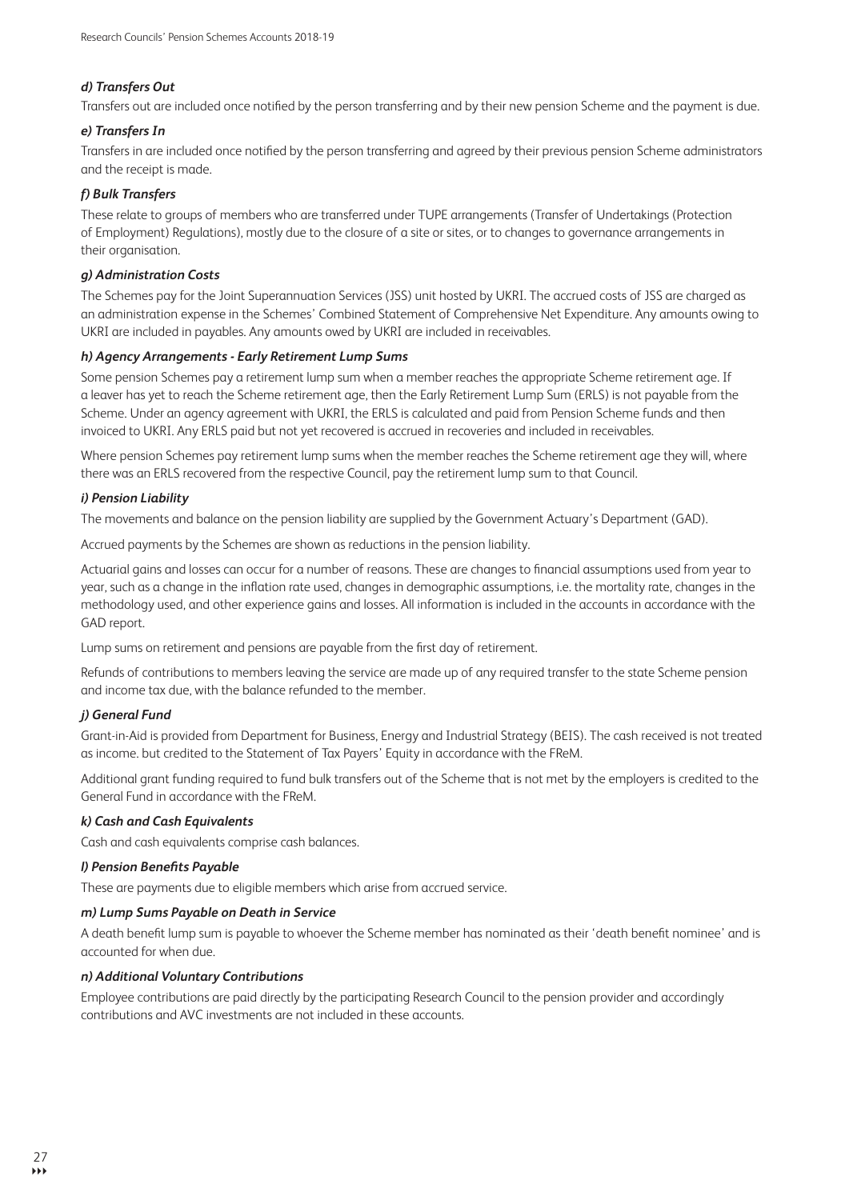***d) Transfers Out***

Transfers out are included once notified by the person transferring and by their new pension Scheme and the payment is due.

***e) Transfers In***

Transfers in are included once notified by the person transferring and agreed by their previous pension Scheme administrators and the receipt is made.

***f) Bulk Transfers***

These relate to groups of members who are transferred under TUPE arrangements (Transfer of Undertakings (Protection of Employment) Regulations), mostly due to the closure of a site or sites, or to changes to governance arrangements in their organisation.

***g) Administration Costs***

The Schemes pay for the Joint Superannuation Services (JSS) unit hosted by UKRI. The accrued costs of JSS are charged as an administration expense in the Schemes' Combined Statement of Comprehensive Net Expenditure. Any amounts owing to UKRI are included in payables. Any amounts owed by UKRI are included in receivables.

***h) Agency Arrangements - Early Retirement Lump Sums***

Some pension Schemes pay a retirement lump sum when a member reaches the appropriate Scheme retirement age. If a leaver has yet to reach the Scheme retirement age, then the Early Retirement Lump Sum (ERLS) is not payable from the Scheme. Under an agency agreement with UKRI, the ERLS is calculated and paid from Pension Scheme funds and then invoiced to UKRI. Any ERLS paid but not yet recovered is accrued in recoveries and included in receivables.

Where pension Schemes pay retirement lump sums when the member reaches the Scheme retirement age they will, where there was an ERLS recovered from the respective Council, pay the retirement lump sum to that Council.

***i) Pension Liability***

The movements and balance on the pension liability are supplied by the Government Actuary's Department (GAD).

Accrued payments by the Schemes are shown as reductions in the pension liability.

Actuarial gains and losses can occur for a number of reasons. These are changes to financial assumptions used from year to year, such as a change in the inflation rate used, changes in demographic assumptions, i.e. the mortality rate, changes in the methodology used, and other experience gains and losses. All information is included in the accounts in accordance with the GAD report.

Lump sums on retirement and pensions are payable from the first day of retirement.

Refunds of contributions to members leaving the service are made up of any required transfer to the state Scheme pension and income tax due, with the balance refunded to the member.

***j) General Fund***

Grant-in-Aid is provided from Department for Business, Energy and Industrial Strategy (BEIS). The cash received is not treated as income. but credited to the Statement of Tax Payers' Equity in accordance with the FReM.

Additional grant funding required to fund bulk transfers out of the Scheme that is not met by the employers is credited to the General Fund in accordance with the FReM.

***k) Cash and Cash Equivalents***

Cash and cash equivalents comprise cash balances.

***l) Pension Benefits Payable***

These are payments due to eligible members which arise from accrued service.

***m) Lump Sums Payable on Death in Service***

A death benefit lump sum is payable to whoever the Scheme member has nominated as their 'death benefit nominee' and is accounted for when due.

***n) Additional Voluntary Contributions***

Employee contributions are paid directly by the participating Research Council to the pension provider and accordingly contributions and AVC investments are not included in these accounts.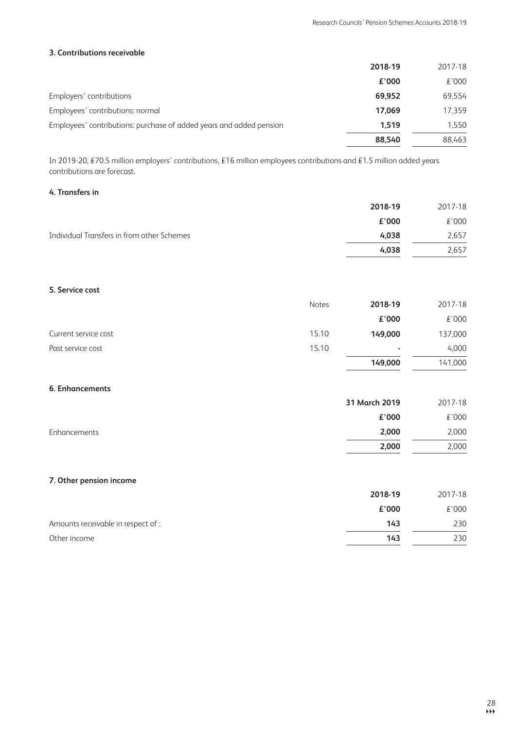### 3. Contributions receivable

| | 2018-19 | 2017-18 |
|---|---|---|
| | **£'000** | £'000 |
| Employers' contributions | **69,952** | 69,554 |
| Employees' contributions: normal | **17,069** | 17,359 |
| Employees' contributions: purchase of added years and added pension | **1,519** | 1,550 |
| | **88,540** | 88,463 |

In 2019-20, £70.5 million employers' contributions, £16 million employees contributions and £1.5 million added years contributions are forecast.

### 4. Transfers in

| | 2018-19 | 2017-18 |
|---|---|---|
| | **£'000** | £'000 |
| Individual Transfers in from other Schemes | **4,038** | 2,657 |
| | **4,038** | 2,657 |

### 5. Service cost

| | Notes | 2018-19 | 2017-18 |
|---|---|---|---|
| | | **£'000** | £'000 |
| Current service cost | 15.10 | **149,000** | 137,000 |
| Past service cost | 15.10 | **-** | 4,000 |
| | | **149,000** | 141,000 |

### 6. Enhancements

| | 31 March 2019 | 2017-18 |
|---|---|---|
| | **£'000** | £'000 |
| Enhancements | **2,000** | 2,000 |
| | **2,000** | 2,000 |

### 7. Other pension income

| | 2018-19 | 2017-18 |
|---|---|---|
| | **£'000** | £'000 |
| Amounts receivable in respect of : | **143** | 230 |
| Other income | **143** | 230 |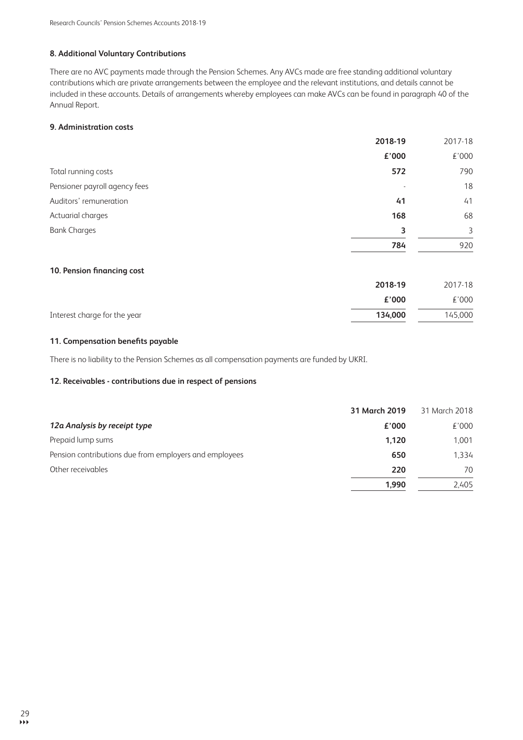### 8. Additional Voluntary Contributions

There are no AVC payments made through the Pension Schemes. Any AVCs made are free standing additional voluntary contributions which are private arrangements between the employee and the relevant institutions, and details cannot be included in these accounts. Details of arrangements whereby employees can make AVCs can be found in paragraph 40 of the Annual Report.

### 9. Administration costs

| | **2018-19** | 2017-18 |
|---|---|---|
| | **£'000** | £'000 |
| Total running costs | **572** | 790 |
| Pensioner payroll agency fees | - | 18 |
| Auditors' remuneration | **41** | 41 |
| Actuarial charges | **168** | 68 |
| Bank Charges | **3** | 3 |
| | **784** | 920 |

### 10. Pension financing cost

| | **2018-19** | 2017-18 |
|---|---|---|
| | **£'000** | £'000 |
| Interest charge for the year | **134,000** | 145,000 |

### 11. Compensation benefits payable

There is no liability to the Pension Schemes as all compensation payments are funded by UKRI.

### 12. Receivables - contributions due in respect of pensions

| | **31 March 2019** | 31 March 2018 |
|---|---|---|
| ***12a Analysis by receipt type*** | **£'000** | £'000 |
| Prepaid lump sums | **1,120** | 1,001 |
| Pension contributions due from employers and employees | **650** | 1,334 |
| Other receivables | **220** | 70 |
| | **1,990** | 2,405 |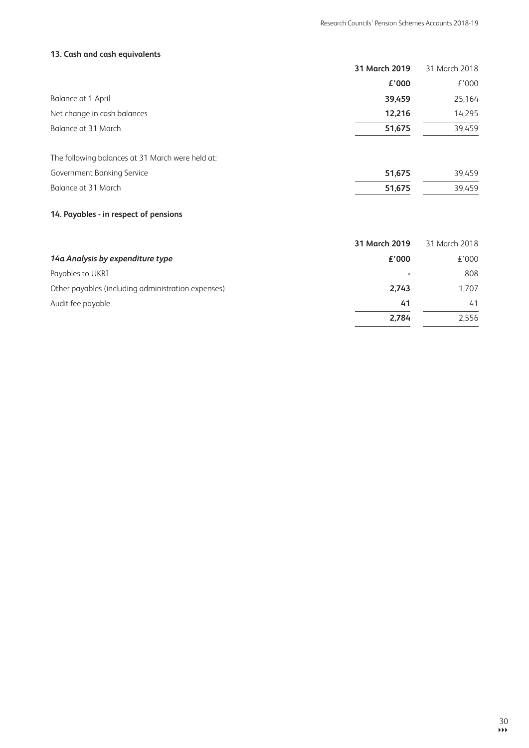### 13. Cash and cash equivalents

| | **31 March 2019** | 31 March 2018 |
|---|---|---|
| | **£'000** | £'000 |
| Balance at 1 April | **39,459** | 25,164 |
| Net change in cash balances | **12,216** | 14,295 |
| Balance at 31 March | **51,675** | 39,459 |
| | | |
| The following balances at 31 March were held at: | | |
| Government Banking Service | **51,675** | 39,459 |
| Balance at 31 March | **51,675** | 39,459 |

### 14. Payables - in respect of pensions

| | **31 March 2019** | 31 March 2018 |
|---|---|---|
| ***14a Analysis by expenditure type*** | **£'000** | £'000 |
| Payables to UKRI | **-** | 808 |
| Other payables (including administration expenses) | **2,743** | 1,707 |
| Audit fee payable | **41** | 41 |
| | **2,784** | 2,556 |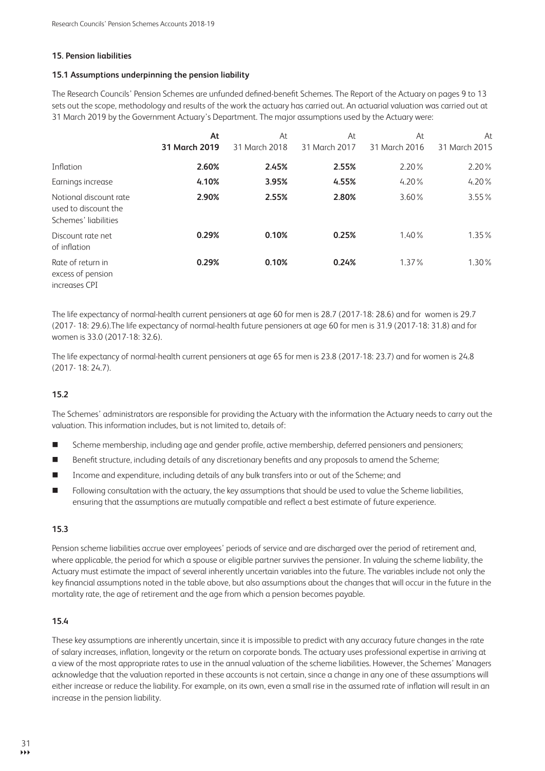## 15. Pension liabilities

### 15.1 Assumptions underpinning the pension liability

The Research Councils' Pension Schemes are unfunded defined-benefit Schemes. The Report of the Actuary on pages 9 to 13 sets out the scope, methodology and results of the work the actuary has carried out. An actuarial valuation was carried out at 31 March 2019 by the Government Actuary's Department. The major assumptions used by the Actuary were:

| | **At 31 March 2019** | At 31 March 2018 | At 31 March 2017 | At 31 March 2016 | At 31 March 2015 |
|---|---|---|---|---|---|
| Inflation | **2.60%** | **2.45%** | **2.55%** | 2.20% | 2.20% |
| Earnings increase | **4.10%** | **3.95%** | **4.55%** | 4.20% | 4.20% |
| Notional discount rate used to discount the Schemes' liabilities | **2.90%** | **2.55%** | **2.80%** | 3.60% | 3.55% |
| Discount rate net of inflation | **0.29%** | **0.10%** | **0.25%** | 1.40% | 1.35% |
| Rate of return in excess of pension increases CPI | **0.29%** | **0.10%** | **0.24%** | 1.37% | 1.30% |

The life expectancy of normal-health current pensioners at age 60 for men is 28.7 (2017-18: 28.6) and for women is 29.7 (2017- 18: 29.6).The life expectancy of normal-health future pensioners at age 60 for men is 31.9 (2017-18: 31.8) and for women is 33.0 (2017-18: 32.6).

The life expectancy of normal-health current pensioners at age 65 for men is 23.8 (2017-18: 23.7) and for women is 24.8 (2017- 18: 24.7).

### 15.2

The Schemes' administrators are responsible for providing the Actuary with the information the Actuary needs to carry out the valuation. This information includes, but is not limited to, details of:

- Scheme membership, including age and gender profile, active membership, deferred pensioners and pensioners;
- Benefit structure, including details of any discretionary benefits and any proposals to amend the Scheme;
- Income and expenditure, including details of any bulk transfers into or out of the Scheme; and
- Following consultation with the actuary, the key assumptions that should be used to value the Scheme liabilities, ensuring that the assumptions are mutually compatible and reflect a best estimate of future experience.

### 15.3

Pension scheme liabilities accrue over employees' periods of service and are discharged over the period of retirement and, where applicable, the period for which a spouse or eligible partner survives the pensioner. In valuing the scheme liability, the Actuary must estimate the impact of several inherently uncertain variables into the future. The variables include not only the key financial assumptions noted in the table above, but also assumptions about the changes that will occur in the future in the mortality rate, the age of retirement and the age from which a pension becomes payable.

### 15.4

These key assumptions are inherently uncertain, since it is impossible to predict with any accuracy future changes in the rate of salary increases, inflation, longevity or the return on corporate bonds. The actuary uses professional expertise in arriving at a view of the most appropriate rates to use in the annual valuation of the scheme liabilities. However, the Schemes' Managers acknowledge that the valuation reported in these accounts is not certain, since a change in any one of these assumptions will either increase or reduce the liability. For example, on its own, even a small rise in the assumed rate of inflation will result in an increase in the pension liability.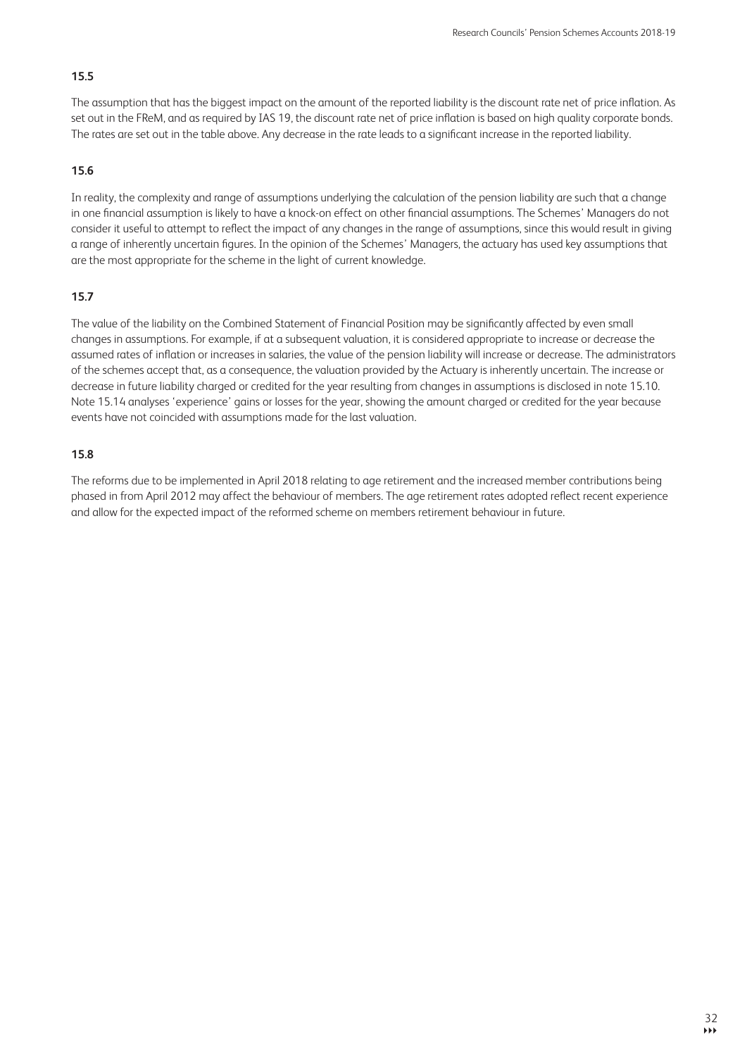**15.5**

The assumption that has the biggest impact on the amount of the reported liability is the discount rate net of price inflation. As set out in the FReM, and as required by IAS 19, the discount rate net of price inflation is based on high quality corporate bonds. The rates are set out in the table above. Any decrease in the rate leads to a significant increase in the reported liability.

**15.6**

In reality, the complexity and range of assumptions underlying the calculation of the pension liability are such that a change in one financial assumption is likely to have a knock-on effect on other financial assumptions. The Schemes' Managers do not consider it useful to attempt to reflect the impact of any changes in the range of assumptions, since this would result in giving a range of inherently uncertain figures. In the opinion of the Schemes' Managers, the actuary has used key assumptions that are the most appropriate for the scheme in the light of current knowledge.

**15.7**

The value of the liability on the Combined Statement of Financial Position may be significantly affected by even small changes in assumptions. For example, if at a subsequent valuation, it is considered appropriate to increase or decrease the assumed rates of inflation or increases in salaries, the value of the pension liability will increase or decrease. The administrators of the schemes accept that, as a consequence, the valuation provided by the Actuary is inherently uncertain. The increase or decrease in future liability charged or credited for the year resulting from changes in assumptions is disclosed in note 15.10. Note 15.14 analyses 'experience' gains or losses for the year, showing the amount charged or credited for the year because events have not coincided with assumptions made for the last valuation.

**15.8**

The reforms due to be implemented in April 2018 relating to age retirement and the increased member contributions being phased in from April 2012 may affect the behaviour of members. The age retirement rates adopted reflect recent experience and allow for the expected impact of the reformed scheme on members retirement behaviour in future.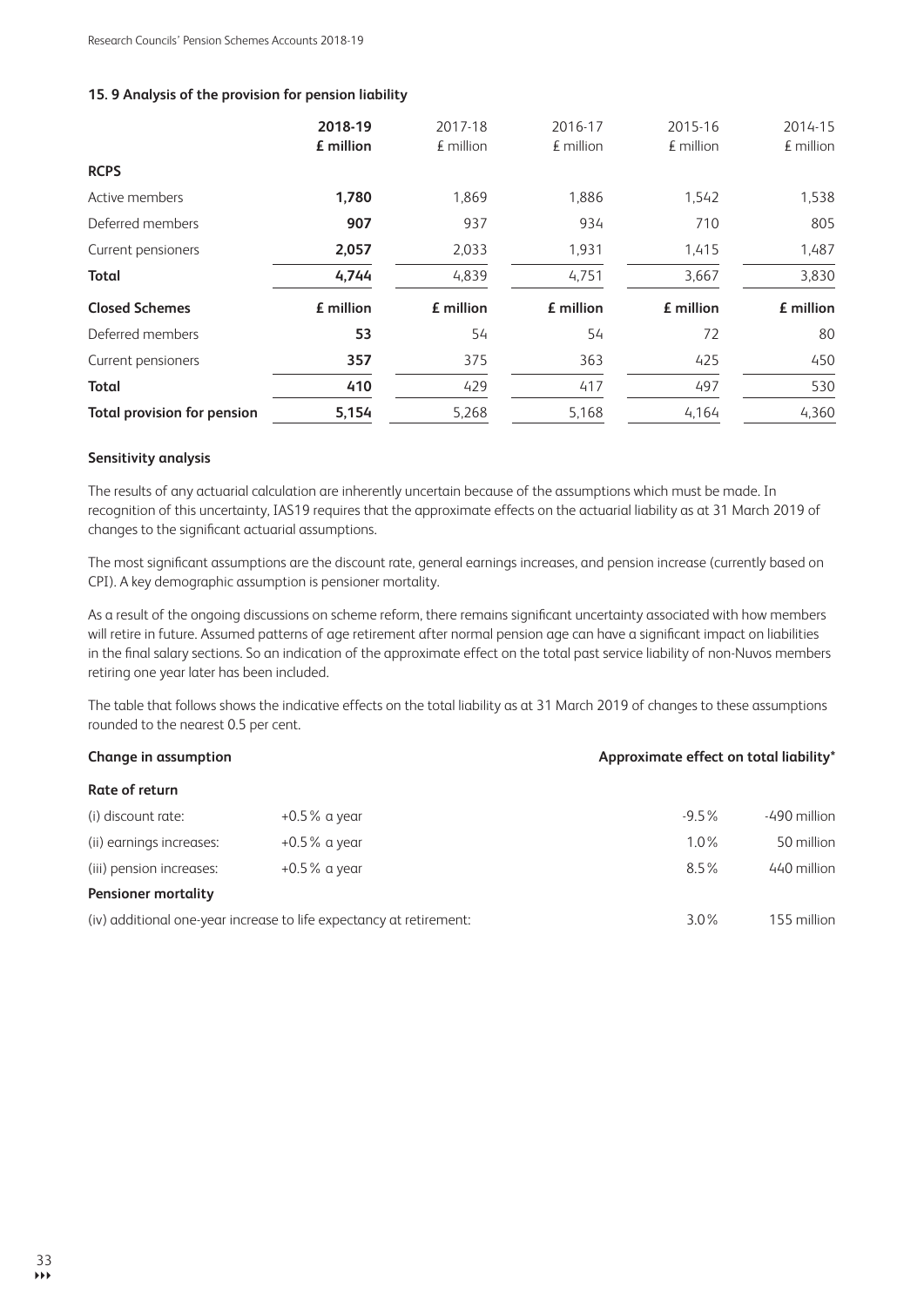### 15. 9 Analysis of the provision for pension liability

| | 2018-19 | 2017-18 | 2016-17 | 2015-16 | 2014-15 |
|---|---|---|---|---|---|
| | **£ million** | £ million | £ million | £ million | £ million |
| **RCPS** | | | | | |
| Active members | **1,780** | 1,869 | 1,886 | 1,542 | 1,538 |
| Deferred members | **907** | 937 | 934 | 710 | 805 |
| Current pensioners | **2,057** | 2,033 | 1,931 | 1,415 | 1,487 |
| **Total** | **4,744** | 4,839 | 4,751 | 3,667 | 3,830 |
| **Closed Schemes** | **£ million** | **£ million** | **£ million** | **£ million** | **£ million** |
| Deferred members | **53** | 54 | 54 | 72 | 80 |
| Current pensioners | **357** | 375 | 363 | 425 | 450 |
| **Total** | **410** | 429 | 417 | 497 | 530 |
| **Total provision for pension** | **5,154** | 5,268 | 5,168 | 4,164 | 4,360 |

**Sensitivity analysis**

The results of any actuarial calculation are inherently uncertain because of the assumptions which must be made. In recognition of this uncertainty, IAS19 requires that the approximate effects on the actuarial liability as at 31 March 2019 of changes to the significant actuarial assumptions.

The most significant assumptions are the discount rate, general earnings increases, and pension increase (currently based on CPI). A key demographic assumption is pensioner mortality.

As a result of the ongoing discussions on scheme reform, there remains significant uncertainty associated with how members will retire in future. Assumed patterns of age retirement after normal pension age can have a significant impact on liabilities in the final salary sections. So an indication of the approximate effect on the total past service liability of non-Nuvos members retiring one year later has been included.

The table that follows shows the indicative effects on the total liability as at 31 March 2019 of changes to these assumptions rounded to the nearest 0.5 per cent.

| **Change in assumption** | | **Approximate effect on total liability*** | |
|---|---|---|---|
| **Rate of return** | | | |
| (i) discount rate: | +0.5% a year | -9.5% | -490 million |
| (ii) earnings increases: | +0.5% a year | 1.0% | 50 million |
| (iii) pension increases: | +0.5% a year | 8.5% | 440 million |
| **Pensioner mortality** | | | |
| (iv) additional one-year increase to life expectancy at retirement: | | 3.0% | 155 million |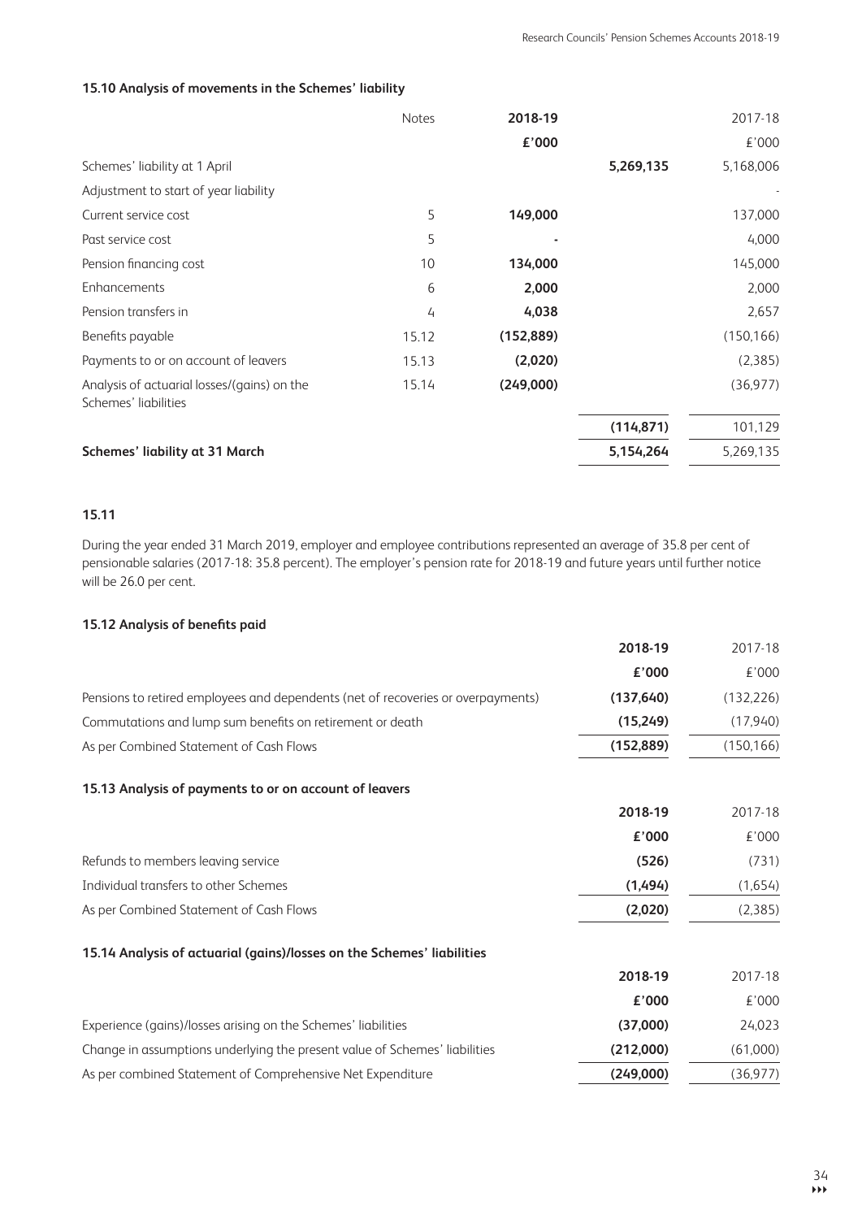### 15.10 Analysis of movements in the Schemes' liability

| | Notes | 2018-19 | | 2017-18 |
|---|---|---|---|---|
| | | £'000 | | £'000 |
| Schemes' liability at 1 April | | | 5,269,135 | 5,168,006 |
| Adjustment to start of year liability | | | | - |
| Current service cost | 5 | 149,000 | | 137,000 |
| Past service cost | 5 | - | | 4,000 |
| Pension financing cost | 10 | 134,000 | | 145,000 |
| Enhancements | 6 | 2,000 | | 2,000 |
| Pension transfers in | 4 | 4,038 | | 2,657 |
| Benefits payable | 15.12 | (152,889) | | (150,166) |
| Payments to or on account of leavers | 15.13 | (2,020) | | (2,385) |
| Analysis of actuarial losses/(gains) on the Schemes' liabilities | 15.14 | (249,000) | | (36,977) |
| | | | (114,871) | 101,129 |
| **Schemes' liability at 31 March** | | | **5,154,264** | 5,269,135 |

### 15.11

During the year ended 31 March 2019, employer and employee contributions represented an average of 35.8 per cent of pensionable salaries (2017-18: 35.8 percent). The employer's pension rate for 2018-19 and future years until further notice will be 26.0 per cent.

### 15.12 Analysis of benefits paid

| | 2018-19 | 2017-18 |
|---|---|---|
| | £'000 | £'000 |
| Pensions to retired employees and dependents (net of recoveries or overpayments) | (137,640) | (132,226) |
| Commutations and lump sum benefits on retirement or death | (15,249) | (17,940) |
| As per Combined Statement of Cash Flows | (152,889) | (150,166) |

### 15.13 Analysis of payments to or on account of leavers

| | 2018-19 | 2017-18 |
|---|---|---|
| | £'000 | £'000 |
| Refunds to members leaving service | (526) | (731) |
| Individual transfers to other Schemes | (1,494) | (1,654) |
| As per Combined Statement of Cash Flows | (2,020) | (2,385) |

### 15.14 Analysis of actuarial (gains)/losses on the Schemes' liabilities

| | 2018-19 | 2017-18 |
|---|---|---|
| | £'000 | £'000 |
| Experience (gains)/losses arising on the Schemes' liabilities | (37,000) | 24,023 |
| Change in assumptions underlying the present value of Schemes' liabilities | (212,000) | (61,000) |
| As per combined Statement of Comprehensive Net Expenditure | (249,000) | (36,977) |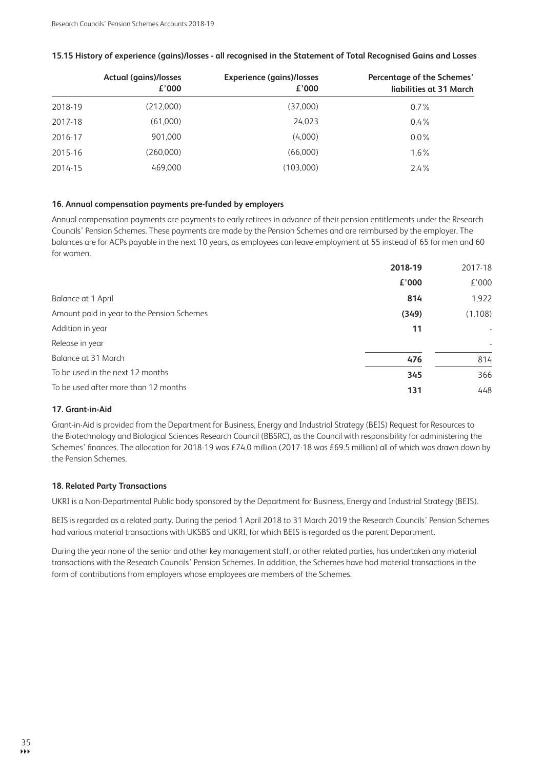#### 15.15 History of experience (gains)/losses - all recognised in the Statement of Total Recognised Gains and Losses

| | Actual (gains)/losses £'000 | Experience (gains)/losses £'000 | Percentage of the Schemes' liabilities at 31 March |
|---|---|---|---|
| 2018-19 | (212,000) | (37,000) | 0.7% |
| 2017-18 | (61,000) | 24,023 | 0.4% |
| 2016-17 | 901,000 | (4,000) | 0.0% |
| 2015-16 | (260,000) | (66,000) | 1.6% |
| 2014-15 | 469,000 | (103,000) | 2.4% |

### 16. Annual compensation payments pre-funded by employers

Annual compensation payments are payments to early retirees in advance of their pension entitlements under the Research Councils' Pension Schemes. These payments are made by the Pension Schemes and are reimbursed by the employer. The balances are for ACPs payable in the next 10 years, as employees can leave employment at 55 instead of 65 for men and 60 for women.

| | **2018-19** | 2017-18 |
|---|---|---|
| | **£'000** | £'000 |
| Balance at 1 April | **814** | 1,922 |
| Amount paid in year to the Pension Schemes | **(349)** | (1,108) |
| Addition in year | **11** | - |
| Release in year | | - |
| Balance at 31 March | **476** | 814 |
| To be used in the next 12 months | **345** | 366 |
| To be used after more than 12 months | **131** | 448 |

### 17. Grant-in-Aid

Grant-in-Aid is provided from the Department for Business, Energy and Industrial Strategy (BEIS) Request for Resources to the Biotechnology and Biological Sciences Research Council (BBSRC), as the Council with responsibility for administering the Schemes' finances. The allocation for 2018-19 was £74.0 million (2017-18 was £69.5 million) all of which was drawn down by the Pension Schemes.

### 18. Related Party Transactions

UKRI is a Non-Departmental Public body sponsored by the Department for Business, Energy and Industrial Strategy (BEIS).

BEIS is regarded as a related party. During the period 1 April 2018 to 31 March 2019 the Research Councils' Pension Schemes had various material transactions with UKSBS and UKRI, for which BEIS is regarded as the parent Department.

During the year none of the senior and other key management staff, or other related parties, has undertaken any material transactions with the Research Councils' Pension Schemes. In addition, the Schemes have had material transactions in the form of contributions from employers whose employees are members of the Schemes.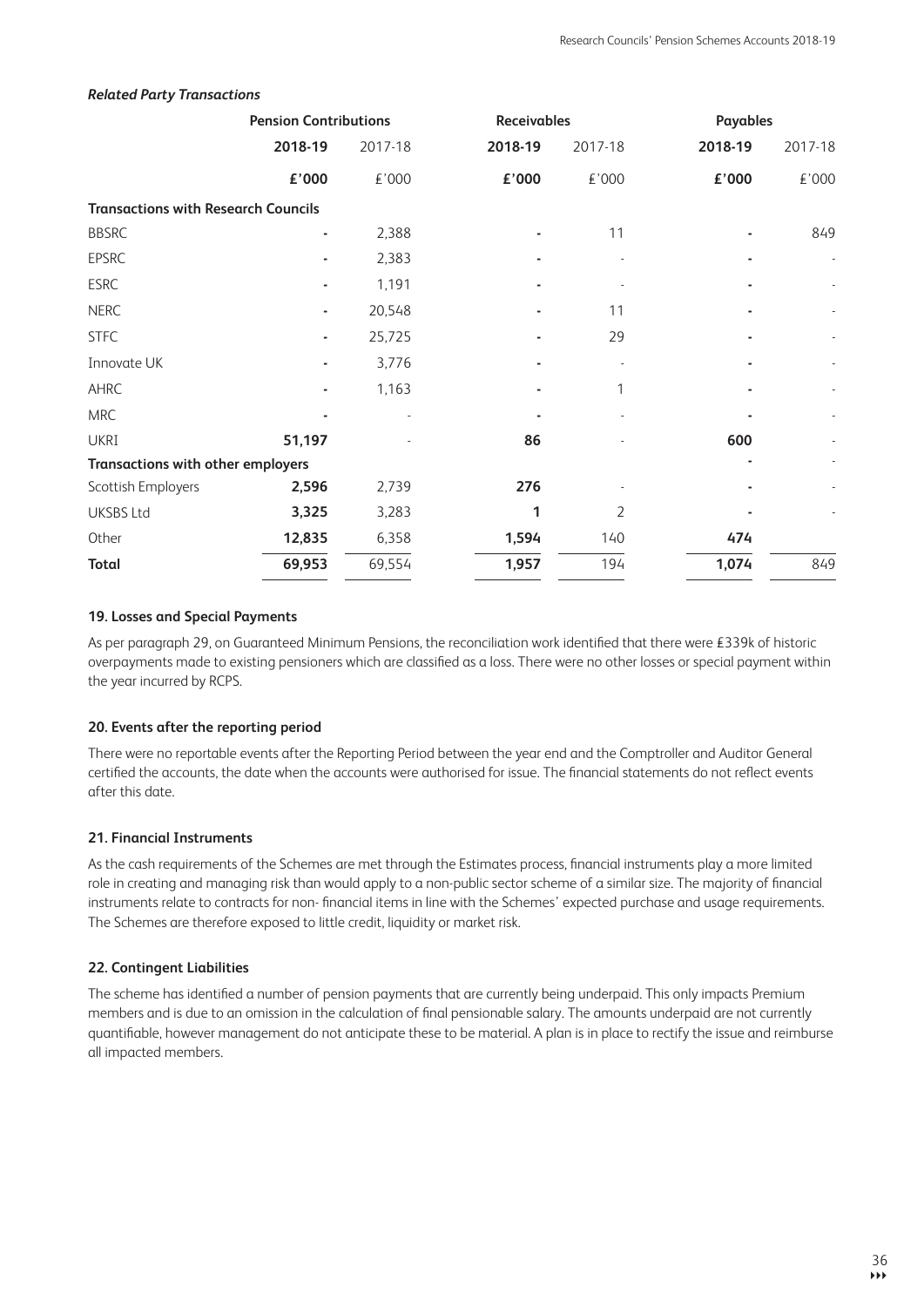### *Related Party Transactions*

| | Pension Contributions | | Receivables | | Payables | |
|---|---|---|---|---|---|---|
| | **2018-19** | 2017-18 | **2018-19** | 2017-18 | **2018-19** | 2017-18 |
| | **£'000** | £'000 | **£'000** | £'000 | **£'000** | £'000 |
| **Transactions with Research Councils** | | | | | | |
| BBSRC | **-** | 2,388 | **-** | 11 | **-** | 849 |
| EPSRC | **-** | 2,383 | **-** | - | **-** | - |
| ESRC | **-** | 1,191 | **-** | - | **-** | - |
| NERC | **-** | 20,548 | **-** | 11 | **-** | - |
| STFC | **-** | 25,725 | **-** | 29 | **-** | - |
| Innovate UK | **-** | 3,776 | **-** | - | **-** | - |
| AHRC | **-** | 1,163 | **-** | 1 | **-** | - |
| MRC | **-** | - | **-** | - | **-** | - |
| UKRI | **51,197** | - | **86** | - | **600** | - |
| **Transactions with other employers** | | | | | **-** | - |
| Scottish Employers | **2,596** | 2,739 | **276** | - | **-** | - |
| UKSBS Ltd | **3,325** | 3,283 | **1** | 2 | **-** | - |
| Other | **12,835** | 6,358 | **1,594** | 140 | **474** | |
| **Total** | **69,953** | 69,554 | **1,957** | 194 | **1,074** | 849 |

#### 19. Losses and Special Payments

As per paragraph 29, on Guaranteed Minimum Pensions, the reconciliation work identified that there were £339k of historic overpayments made to existing pensioners which are classified as a loss. There were no other losses or special payment within the year incurred by RCPS.

#### 20. Events after the reporting period

There were no reportable events after the Reporting Period between the year end and the Comptroller and Auditor General certified the accounts, the date when the accounts were authorised for issue. The financial statements do not reflect events after this date.

#### 21. Financial Instruments

As the cash requirements of the Schemes are met through the Estimates process, financial instruments play a more limited role in creating and managing risk than would apply to a non-public sector scheme of a similar size. The majority of financial instruments relate to contracts for non- financial items in line with the Schemes' expected purchase and usage requirements. The Schemes are therefore exposed to little credit, liquidity or market risk.

#### 22. Contingent Liabilities

The scheme has identified a number of pension payments that are currently being underpaid. This only impacts Premium members and is due to an omission in the calculation of final pensionable salary. The amounts underpaid are not currently quantifiable, however management do not anticipate these to be material. A plan is in place to rectify the issue and reimburse all impacted members.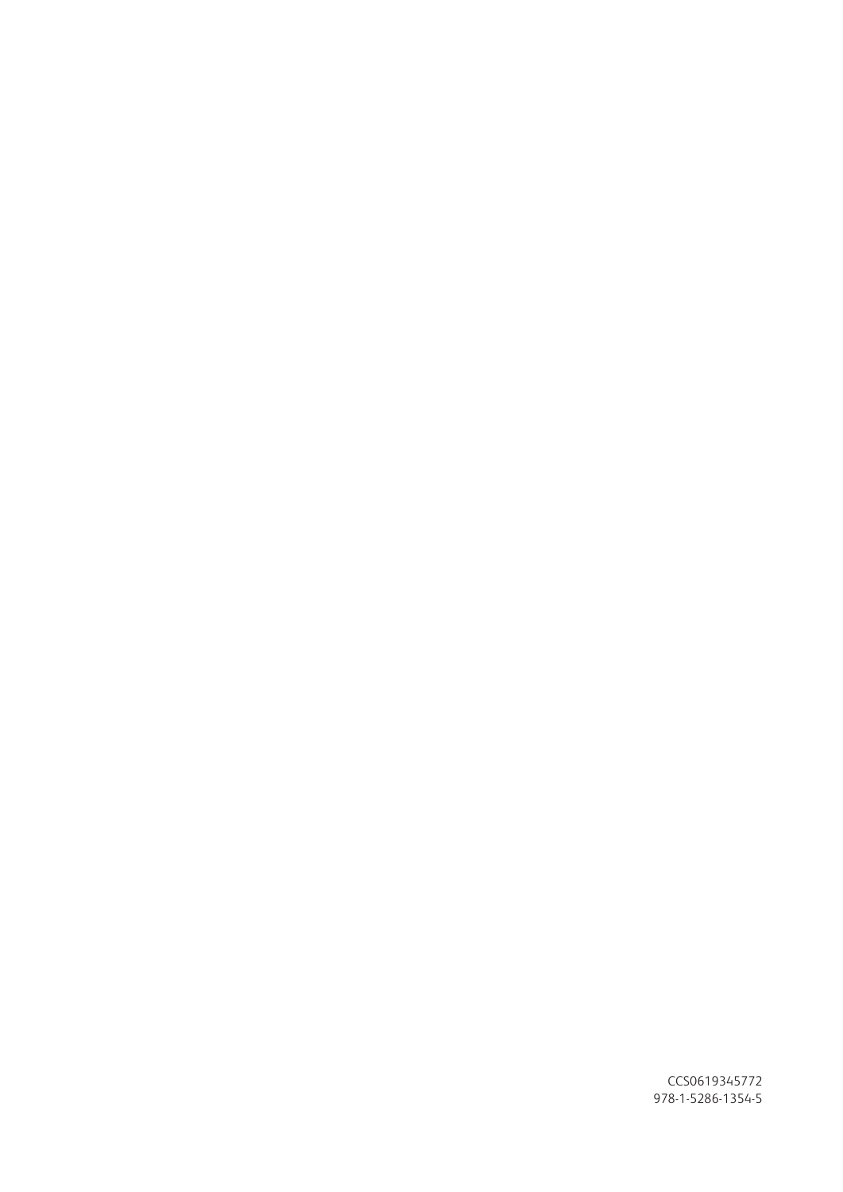CCS0619345772
978-1-5286-1354-5